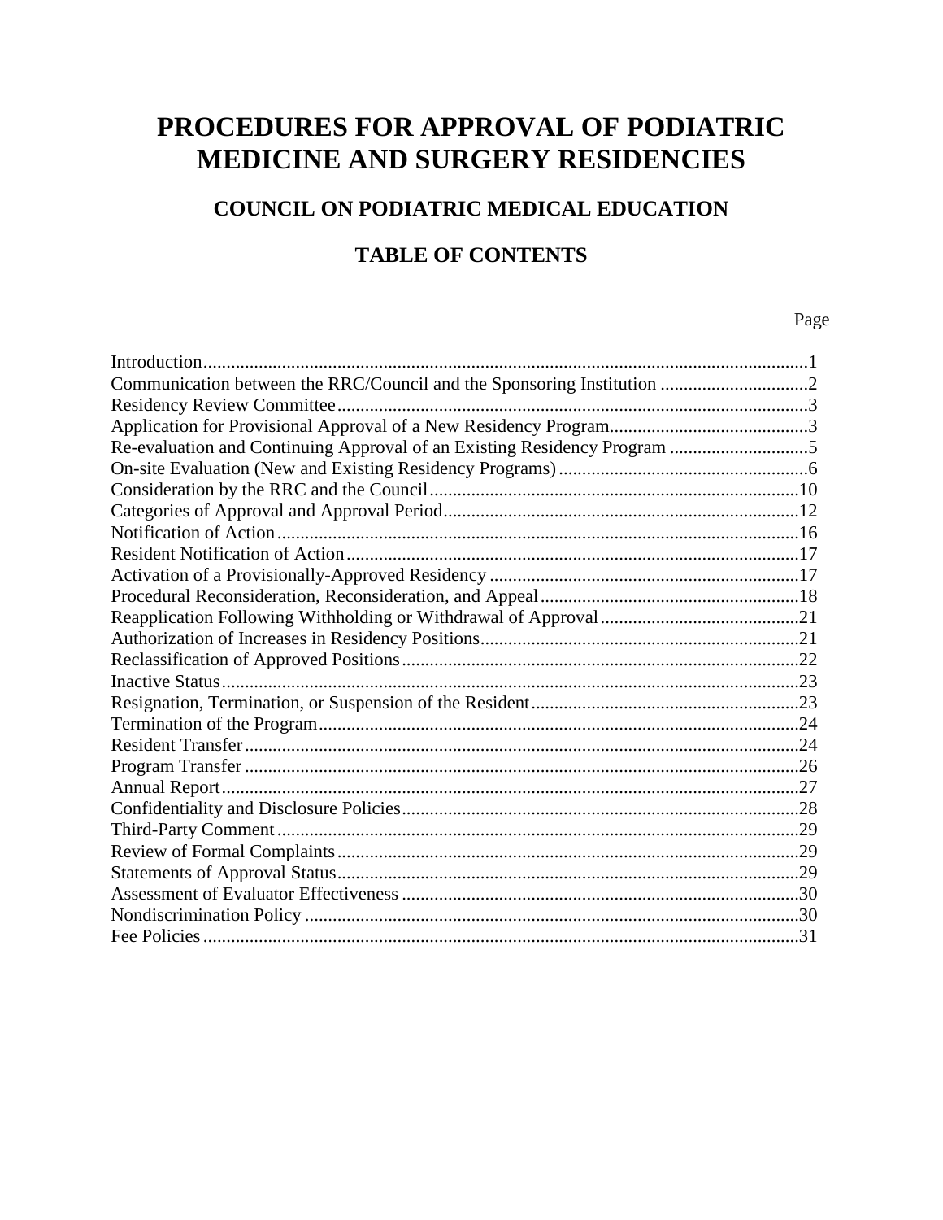# PROCEDURES FOR APPROVAL OF PODIATRIC MEDICINE AND SURGERY RESIDENCIES

## COUNCIL ON PODIATRIC MEDICAL EDUCATION

## TABLE OF CONTENTS

| | Page |
|---|---|
| Introduction | 1 |
| Communication between the RRC/Council and the Sponsoring Institution | 2 |
| Residency Review Committee | 3 |
| Application for Provisional Approval of a New Residency Program | 3 |
| Re-evaluation and Continuing Approval of an Existing Residency Program | 5 |
| On-site Evaluation (New and Existing Residency Programs) | 6 |
| Consideration by the RRC and the Council | 10 |
| Categories of Approval and Approval Period | 12 |
| Notification of Action | 16 |
| Resident Notification of Action | 17 |
| Activation of a Provisionally-Approved Residency | 17 |
| Procedural Reconsideration, Reconsideration, and Appeal | 18 |
| Reapplication Following Withholding or Withdrawal of Approval | 21 |
| Authorization of Increases in Residency Positions | 21 |
| Reclassification of Approved Positions | 22 |
| Inactive Status | 23 |
| Resignation, Termination, or Suspension of the Resident | 23 |
| Termination of the Program | 24 |
| Resident Transfer | 24 |
| Program Transfer | 26 |
| Annual Report | 27 |
| Confidentiality and Disclosure Policies | 28 |
| Third-Party Comment | 29 |
| Review of Formal Complaints | 29 |
| Statements of Approval Status | 29 |
| Assessment of Evaluator Effectiveness | 30 |
| Nondiscrimination Policy | 30 |
| Fee Policies | 31 |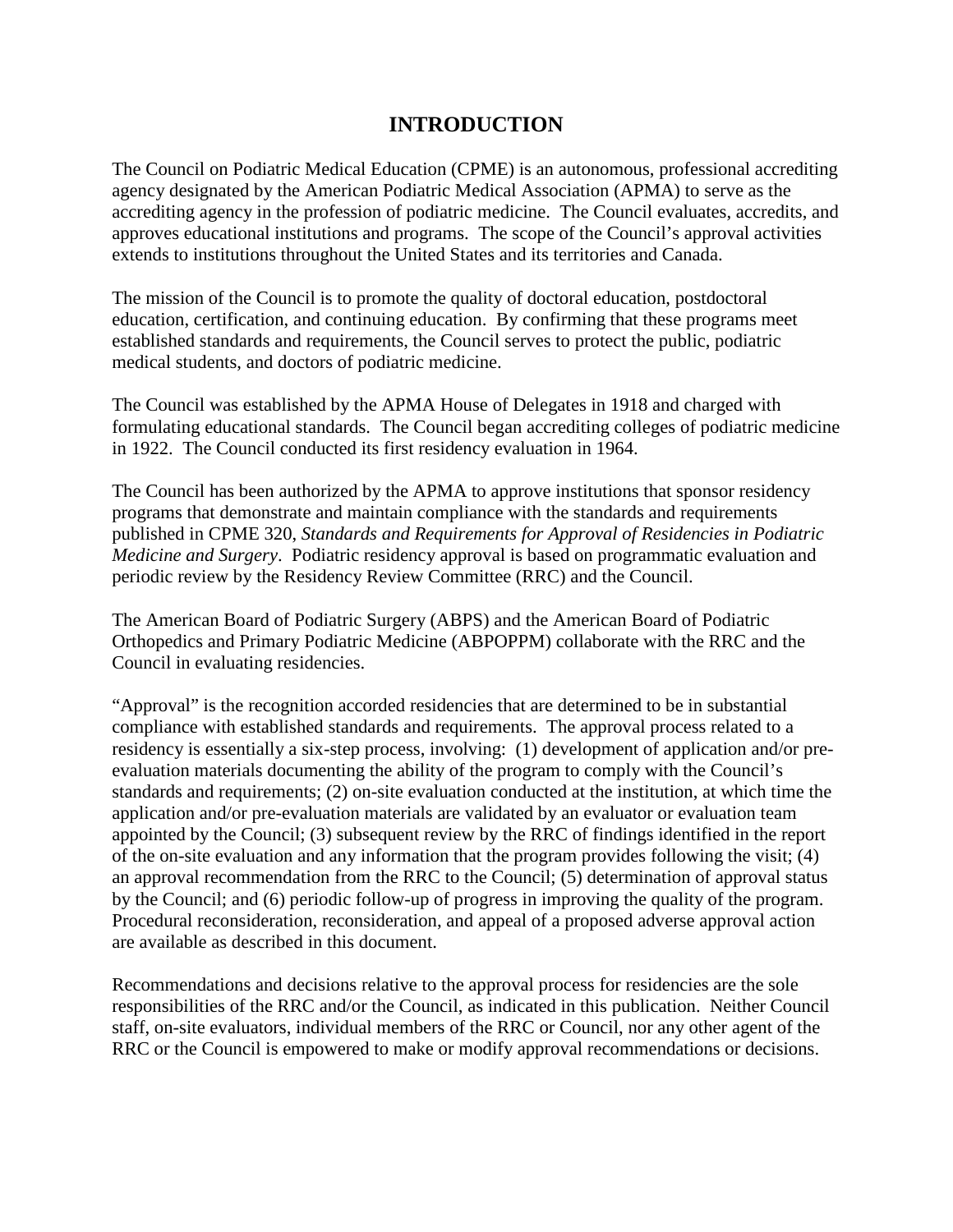# INTRODUCTION

The Council on Podiatric Medical Education (CPME) is an autonomous, professional accrediting agency designated by the American Podiatric Medical Association (APMA) to serve as the accrediting agency in the profession of podiatric medicine. The Council evaluates, accredits, and approves educational institutions and programs. The scope of the Council's approval activities extends to institutions throughout the United States and its territories and Canada.

The mission of the Council is to promote the quality of doctoral education, postdoctoral education, certification, and continuing education. By confirming that these programs meet established standards and requirements, the Council serves to protect the public, podiatric medical students, and doctors of podiatric medicine.

The Council was established by the APMA House of Delegates in 1918 and charged with formulating educational standards. The Council began accrediting colleges of podiatric medicine in 1922. The Council conducted its first residency evaluation in 1964.

The Council has been authorized by the APMA to approve institutions that sponsor residency programs that demonstrate and maintain compliance with the standards and requirements published in CPME 320, *Standards and Requirements for Approval of Residencies in Podiatric Medicine and Surgery*. Podiatric residency approval is based on programmatic evaluation and periodic review by the Residency Review Committee (RRC) and the Council.

The American Board of Podiatric Surgery (ABPS) and the American Board of Podiatric Orthopedics and Primary Podiatric Medicine (ABPOPPM) collaborate with the RRC and the Council in evaluating residencies.

"Approval" is the recognition accorded residencies that are determined to be in substantial compliance with established standards and requirements. The approval process related to a residency is essentially a six-step process, involving: (1) development of application and/or pre-evaluation materials documenting the ability of the program to comply with the Council's standards and requirements; (2) on-site evaluation conducted at the institution, at which time the application and/or pre-evaluation materials are validated by an evaluator or evaluation team appointed by the Council; (3) subsequent review by the RRC of findings identified in the report of the on-site evaluation and any information that the program provides following the visit; (4) an approval recommendation from the RRC to the Council; (5) determination of approval status by the Council; and (6) periodic follow-up of progress in improving the quality of the program. Procedural reconsideration, reconsideration, and appeal of a proposed adverse approval action are available as described in this document.

Recommendations and decisions relative to the approval process for residencies are the sole responsibilities of the RRC and/or the Council, as indicated in this publication. Neither Council staff, on-site evaluators, individual members of the RRC or Council, nor any other agent of the RRC or the Council is empowered to make or modify approval recommendations or decisions.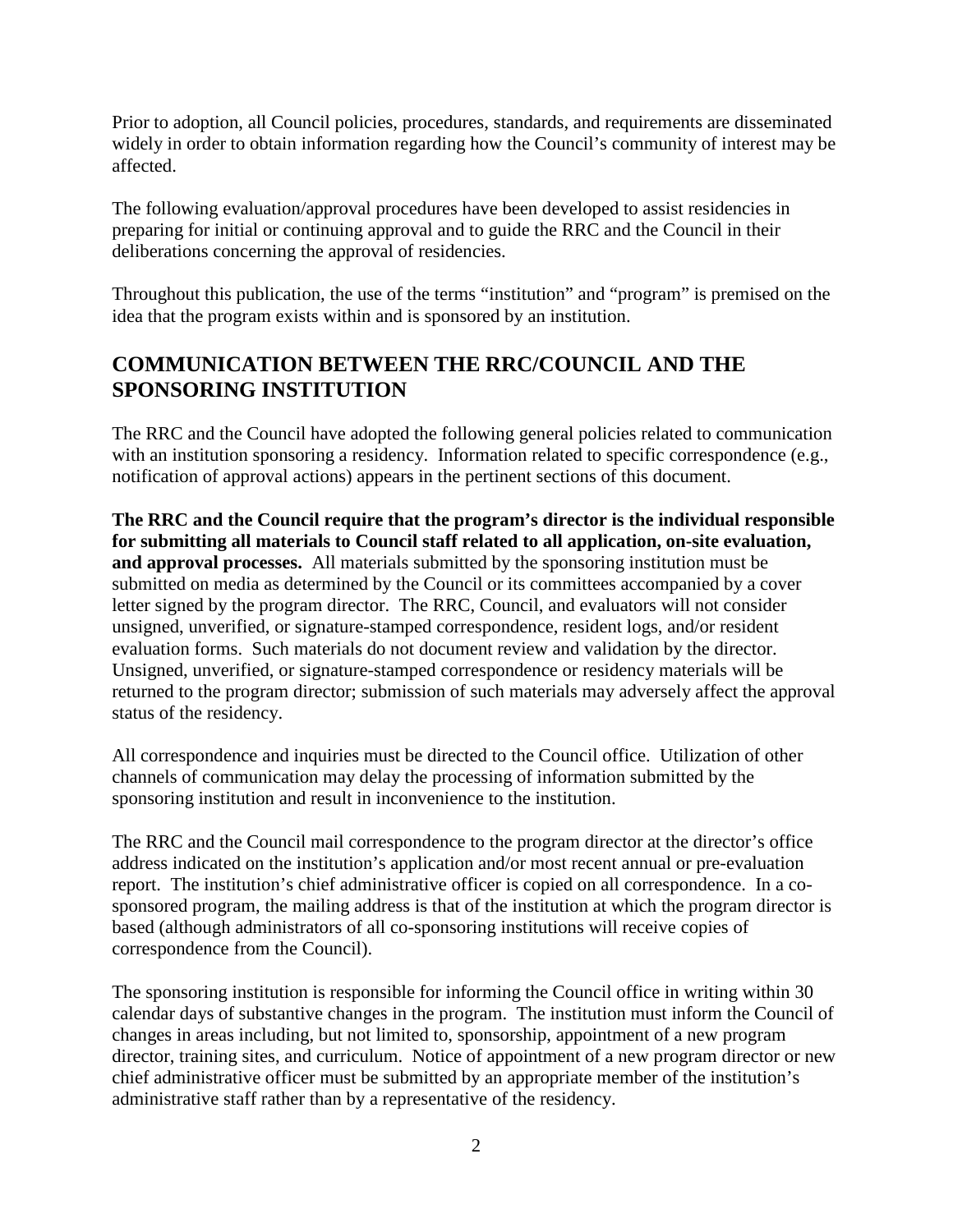Prior to adoption, all Council policies, procedures, standards, and requirements are disseminated widely in order to obtain information regarding how the Council's community of interest may be affected.

The following evaluation/approval procedures have been developed to assist residencies in preparing for initial or continuing approval and to guide the RRC and the Council in their deliberations concerning the approval of residencies.

Throughout this publication, the use of the terms "institution" and "program" is premised on the idea that the program exists within and is sponsored by an institution.

## COMMUNICATION BETWEEN THE RRC/COUNCIL AND THE SPONSORING INSTITUTION

The RRC and the Council have adopted the following general policies related to communication with an institution sponsoring a residency. Information related to specific correspondence (e.g., notification of approval actions) appears in the pertinent sections of this document.

**The RRC and the Council require that the program's director is the individual responsible for submitting all materials to Council staff related to all application, on-site evaluation, and approval processes.** All materials submitted by the sponsoring institution must be submitted on media as determined by the Council or its committees accompanied by a cover letter signed by the program director. The RRC, Council, and evaluators will not consider unsigned, unverified, or signature-stamped correspondence, resident logs, and/or resident evaluation forms. Such materials do not document review and validation by the director. Unsigned, unverified, or signature-stamped correspondence or residency materials will be returned to the program director; submission of such materials may adversely affect the approval status of the residency.

All correspondence and inquiries must be directed to the Council office. Utilization of other channels of communication may delay the processing of information submitted by the sponsoring institution and result in inconvenience to the institution.

The RRC and the Council mail correspondence to the program director at the director's office address indicated on the institution's application and/or most recent annual or pre-evaluation report. The institution's chief administrative officer is copied on all correspondence. In a co-sponsored program, the mailing address is that of the institution at which the program director is based (although administrators of all co-sponsoring institutions will receive copies of correspondence from the Council).

The sponsoring institution is responsible for informing the Council office in writing within 30 calendar days of substantive changes in the program. The institution must inform the Council of changes in areas including, but not limited to, sponsorship, appointment of a new program director, training sites, and curriculum. Notice of appointment of a new program director or new chief administrative officer must be submitted by an appropriate member of the institution's administrative staff rather than by a representative of the residency.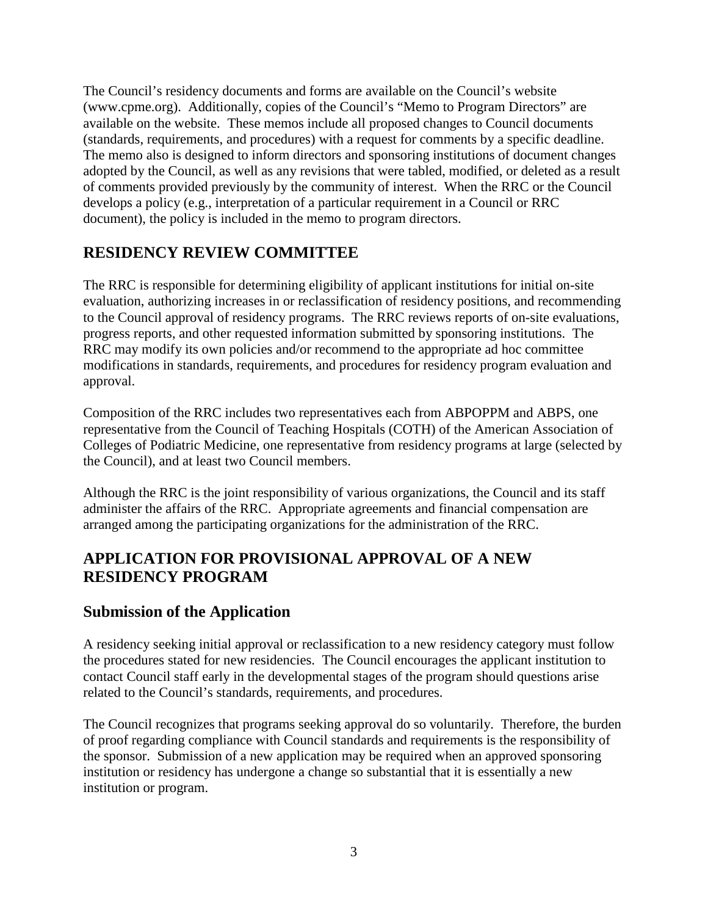The Council's residency documents and forms are available on the Council's website (www.cpme.org). Additionally, copies of the Council's "Memo to Program Directors" are available on the website. These memos include all proposed changes to Council documents (standards, requirements, and procedures) with a request for comments by a specific deadline. The memo also is designed to inform directors and sponsoring institutions of document changes adopted by the Council, as well as any revisions that were tabled, modified, or deleted as a result of comments provided previously by the community of interest. When the RRC or the Council develops a policy (e.g., interpretation of a particular requirement in a Council or RRC document), the policy is included in the memo to program directors.

## RESIDENCY REVIEW COMMITTEE

The RRC is responsible for determining eligibility of applicant institutions for initial on-site evaluation, authorizing increases in or reclassification of residency positions, and recommending to the Council approval of residency programs. The RRC reviews reports of on-site evaluations, progress reports, and other requested information submitted by sponsoring institutions. The RRC may modify its own policies and/or recommend to the appropriate ad hoc committee modifications in standards, requirements, and procedures for residency program evaluation and approval.

Composition of the RRC includes two representatives each from ABPOPPM and ABPS, one representative from the Council of Teaching Hospitals (COTH) of the American Association of Colleges of Podiatric Medicine, one representative from residency programs at large (selected by the Council), and at least two Council members.

Although the RRC is the joint responsibility of various organizations, the Council and its staff administer the affairs of the RRC. Appropriate agreements and financial compensation are arranged among the participating organizations for the administration of the RRC.

## APPLICATION FOR PROVISIONAL APPROVAL OF A NEW RESIDENCY PROGRAM

### Submission of the Application

A residency seeking initial approval or reclassification to a new residency category must follow the procedures stated for new residencies. The Council encourages the applicant institution to contact Council staff early in the developmental stages of the program should questions arise related to the Council's standards, requirements, and procedures.

The Council recognizes that programs seeking approval do so voluntarily. Therefore, the burden of proof regarding compliance with Council standards and requirements is the responsibility of the sponsor. Submission of a new application may be required when an approved sponsoring institution or residency has undergone a change so substantial that it is essentially a new institution or program.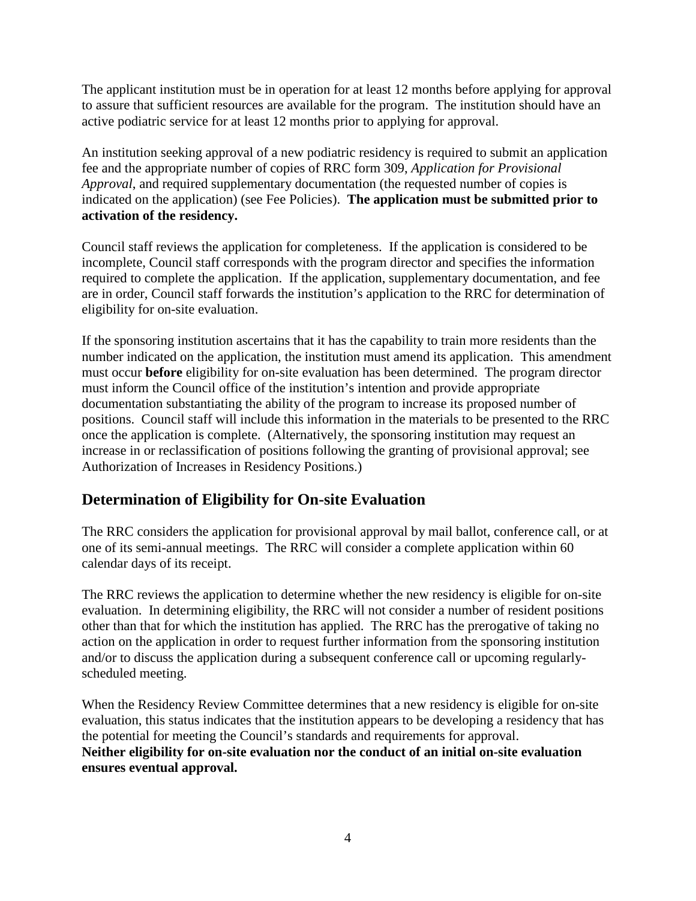The applicant institution must be in operation for at least 12 months before applying for approval to assure that sufficient resources are available for the program. The institution should have an active podiatric service for at least 12 months prior to applying for approval.

An institution seeking approval of a new podiatric residency is required to submit an application fee and the appropriate number of copies of RRC form 309, *Application for Provisional Approval*, and required supplementary documentation (the requested number of copies is indicated on the application) (see Fee Policies). **The application must be submitted prior to activation of the residency.**

Council staff reviews the application for completeness. If the application is considered to be incomplete, Council staff corresponds with the program director and specifies the information required to complete the application. If the application, supplementary documentation, and fee are in order, Council staff forwards the institution's application to the RRC for determination of eligibility for on-site evaluation.

If the sponsoring institution ascertains that it has the capability to train more residents than the number indicated on the application, the institution must amend its application. This amendment must occur **before** eligibility for on-site evaluation has been determined. The program director must inform the Council office of the institution's intention and provide appropriate documentation substantiating the ability of the program to increase its proposed number of positions. Council staff will include this information in the materials to be presented to the RRC once the application is complete. (Alternatively, the sponsoring institution may request an increase in or reclassification of positions following the granting of provisional approval; see Authorization of Increases in Residency Positions.)

## Determination of Eligibility for On-site Evaluation

The RRC considers the application for provisional approval by mail ballot, conference call, or at one of its semi-annual meetings. The RRC will consider a complete application within 60 calendar days of its receipt.

The RRC reviews the application to determine whether the new residency is eligible for on-site evaluation. In determining eligibility, the RRC will not consider a number of resident positions other than that for which the institution has applied. The RRC has the prerogative of taking no action on the application in order to request further information from the sponsoring institution and/or to discuss the application during a subsequent conference call or upcoming regularly-scheduled meeting.

When the Residency Review Committee determines that a new residency is eligible for on-site evaluation, this status indicates that the institution appears to be developing a residency that has the potential for meeting the Council's standards and requirements for approval. **Neither eligibility for on-site evaluation nor the conduct of an initial on-site evaluation ensures eventual approval.**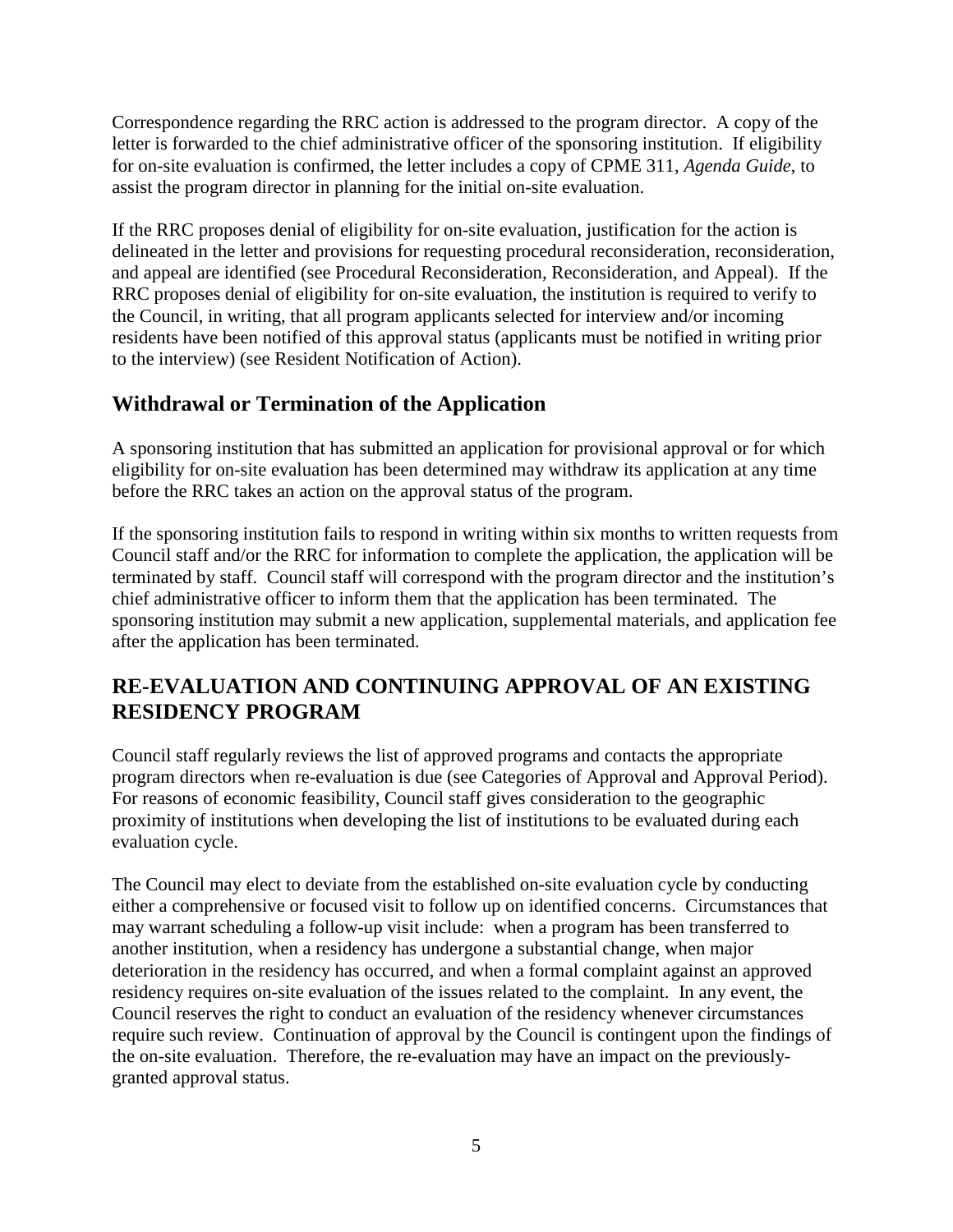Correspondence regarding the RRC action is addressed to the program director. A copy of the letter is forwarded to the chief administrative officer of the sponsoring institution. If eligibility for on-site evaluation is confirmed, the letter includes a copy of CPME 311, *Agenda Guide*, to assist the program director in planning for the initial on-site evaluation.

If the RRC proposes denial of eligibility for on-site evaluation, justification for the action is delineated in the letter and provisions for requesting procedural reconsideration, reconsideration, and appeal are identified (see Procedural Reconsideration, Reconsideration, and Appeal). If the RRC proposes denial of eligibility for on-site evaluation, the institution is required to verify to the Council, in writing, that all program applicants selected for interview and/or incoming residents have been notified of this approval status (applicants must be notified in writing prior to the interview) (see Resident Notification of Action).

## Withdrawal or Termination of the Application

A sponsoring institution that has submitted an application for provisional approval or for which eligibility for on-site evaluation has been determined may withdraw its application at any time before the RRC takes an action on the approval status of the program.

If the sponsoring institution fails to respond in writing within six months to written requests from Council staff and/or the RRC for information to complete the application, the application will be terminated by staff. Council staff will correspond with the program director and the institution's chief administrative officer to inform them that the application has been terminated. The sponsoring institution may submit a new application, supplemental materials, and application fee after the application has been terminated.

# RE-EVALUATION AND CONTINUING APPROVAL OF AN EXISTING RESIDENCY PROGRAM

Council staff regularly reviews the list of approved programs and contacts the appropriate program directors when re-evaluation is due (see Categories of Approval and Approval Period). For reasons of economic feasibility, Council staff gives consideration to the geographic proximity of institutions when developing the list of institutions to be evaluated during each evaluation cycle.

The Council may elect to deviate from the established on-site evaluation cycle by conducting either a comprehensive or focused visit to follow up on identified concerns. Circumstances that may warrant scheduling a follow-up visit include: when a program has been transferred to another institution, when a residency has undergone a substantial change, when major deterioration in the residency has occurred, and when a formal complaint against an approved residency requires on-site evaluation of the issues related to the complaint. In any event, the Council reserves the right to conduct an evaluation of the residency whenever circumstances require such review. Continuation of approval by the Council is contingent upon the findings of the on-site evaluation. Therefore, the re-evaluation may have an impact on the previously-granted approval status.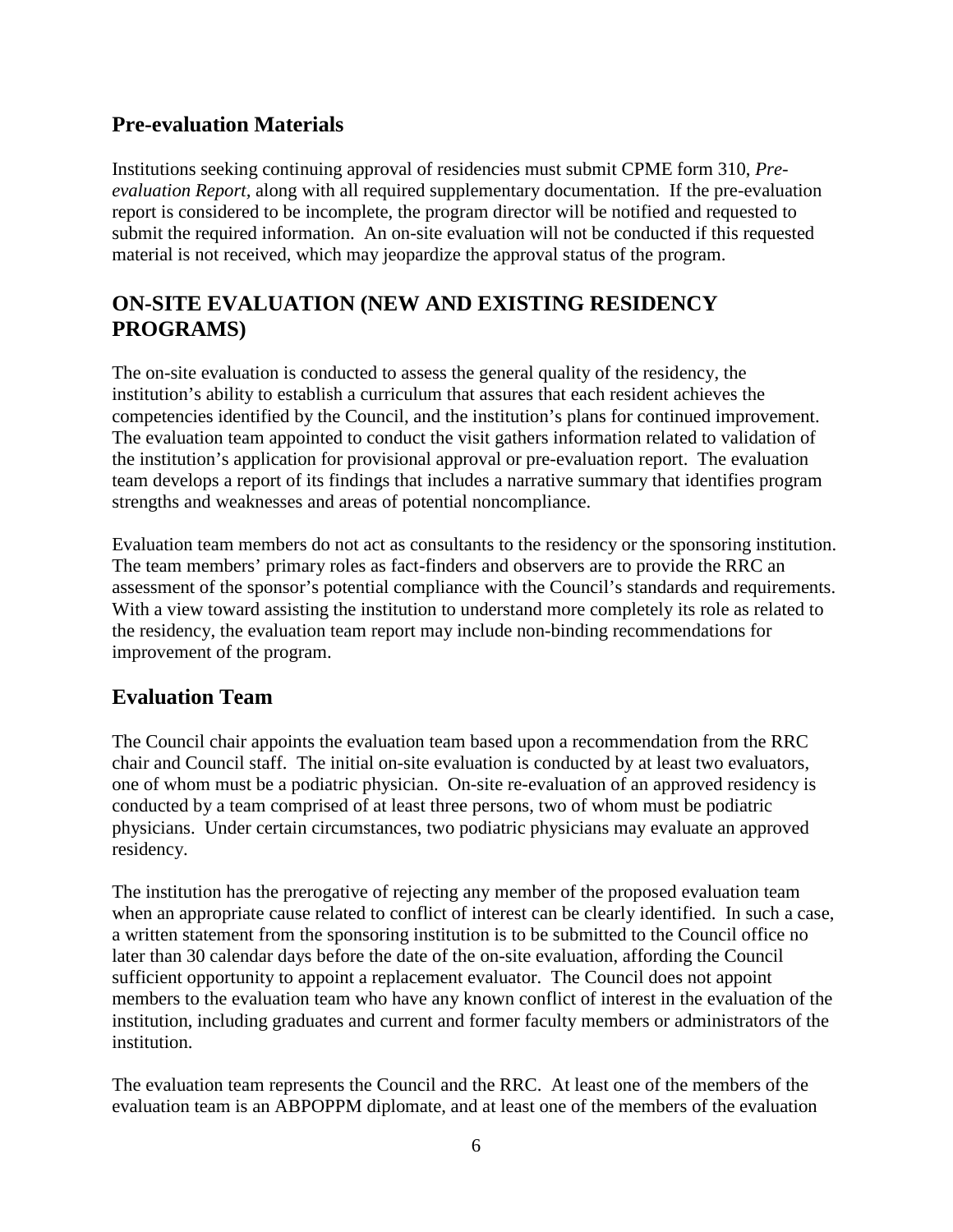## Pre-evaluation Materials

Institutions seeking continuing approval of residencies must submit CPME form 310, *Pre-evaluation Report,* along with all required supplementary documentation. If the pre-evaluation report is considered to be incomplete, the program director will be notified and requested to submit the required information. An on-site evaluation will not be conducted if this requested material is not received, which may jeopardize the approval status of the program.

## ON-SITE EVALUATION (NEW AND EXISTING RESIDENCY PROGRAMS)

The on-site evaluation is conducted to assess the general quality of the residency, the institution's ability to establish a curriculum that assures that each resident achieves the competencies identified by the Council, and the institution's plans for continued improvement. The evaluation team appointed to conduct the visit gathers information related to validation of the institution's application for provisional approval or pre-evaluation report. The evaluation team develops a report of its findings that includes a narrative summary that identifies program strengths and weaknesses and areas of potential noncompliance.

Evaluation team members do not act as consultants to the residency or the sponsoring institution. The team members' primary roles as fact-finders and observers are to provide the RRC an assessment of the sponsor's potential compliance with the Council's standards and requirements. With a view toward assisting the institution to understand more completely its role as related to the residency, the evaluation team report may include non-binding recommendations for improvement of the program.

## Evaluation Team

The Council chair appoints the evaluation team based upon a recommendation from the RRC chair and Council staff. The initial on-site evaluation is conducted by at least two evaluators, one of whom must be a podiatric physician. On-site re-evaluation of an approved residency is conducted by a team comprised of at least three persons, two of whom must be podiatric physicians. Under certain circumstances, two podiatric physicians may evaluate an approved residency.

The institution has the prerogative of rejecting any member of the proposed evaluation team when an appropriate cause related to conflict of interest can be clearly identified. In such a case, a written statement from the sponsoring institution is to be submitted to the Council office no later than 30 calendar days before the date of the on-site evaluation, affording the Council sufficient opportunity to appoint a replacement evaluator. The Council does not appoint members to the evaluation team who have any known conflict of interest in the evaluation of the institution, including graduates and current and former faculty members or administrators of the institution.

The evaluation team represents the Council and the RRC. At least one of the members of the evaluation team is an ABPOPPM diplomate, and at least one of the members of the evaluation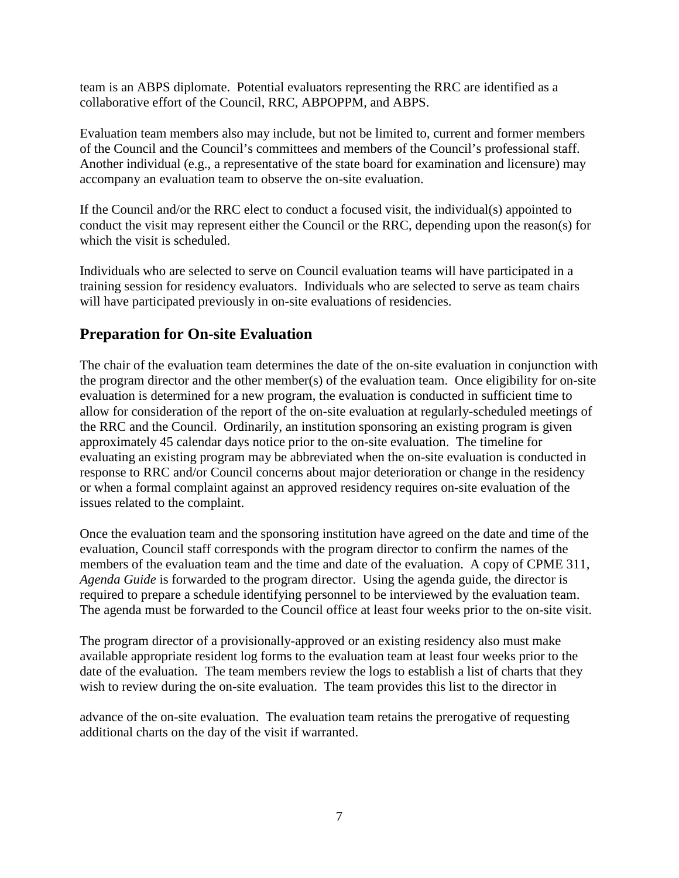team is an ABPS diplomate. Potential evaluators representing the RRC are identified as a collaborative effort of the Council, RRC, ABPOPPM, and ABPS.

Evaluation team members also may include, but not be limited to, current and former members of the Council and the Council's committees and members of the Council's professional staff. Another individual (e.g., a representative of the state board for examination and licensure) may accompany an evaluation team to observe the on-site evaluation.

If the Council and/or the RRC elect to conduct a focused visit, the individual(s) appointed to conduct the visit may represent either the Council or the RRC, depending upon the reason(s) for which the visit is scheduled.

Individuals who are selected to serve on Council evaluation teams will have participated in a training session for residency evaluators. Individuals who are selected to serve as team chairs will have participated previously in on-site evaluations of residencies.

## Preparation for On-site Evaluation

The chair of the evaluation team determines the date of the on-site evaluation in conjunction with the program director and the other member(s) of the evaluation team. Once eligibility for on-site evaluation is determined for a new program, the evaluation is conducted in sufficient time to allow for consideration of the report of the on-site evaluation at regularly-scheduled meetings of the RRC and the Council. Ordinarily, an institution sponsoring an existing program is given approximately 45 calendar days notice prior to the on-site evaluation. The timeline for evaluating an existing program may be abbreviated when the on-site evaluation is conducted in response to RRC and/or Council concerns about major deterioration or change in the residency or when a formal complaint against an approved residency requires on-site evaluation of the issues related to the complaint.

Once the evaluation team and the sponsoring institution have agreed on the date and time of the evaluation, Council staff corresponds with the program director to confirm the names of the members of the evaluation team and the time and date of the evaluation. A copy of CPME 311, *Agenda Guide* is forwarded to the program director. Using the agenda guide, the director is required to prepare a schedule identifying personnel to be interviewed by the evaluation team. The agenda must be forwarded to the Council office at least four weeks prior to the on-site visit.

The program director of a provisionally-approved or an existing residency also must make available appropriate resident log forms to the evaluation team at least four weeks prior to the date of the evaluation. The team members review the logs to establish a list of charts that they wish to review during the on-site evaluation. The team provides this list to the director in advance of the on-site evaluation. The evaluation team retains the prerogative of requesting additional charts on the day of the visit if warranted.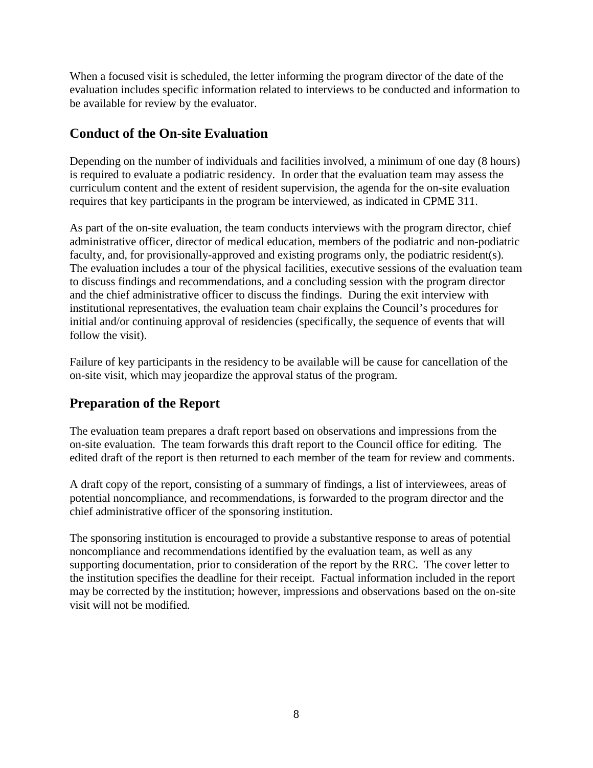When a focused visit is scheduled, the letter informing the program director of the date of the evaluation includes specific information related to interviews to be conducted and information to be available for review by the evaluator.

## Conduct of the On-site Evaluation

Depending on the number of individuals and facilities involved, a minimum of one day (8 hours) is required to evaluate a podiatric residency. In order that the evaluation team may assess the curriculum content and the extent of resident supervision, the agenda for the on-site evaluation requires that key participants in the program be interviewed, as indicated in CPME 311.

As part of the on-site evaluation, the team conducts interviews with the program director, chief administrative officer, director of medical education, members of the podiatric and non-podiatric faculty, and, for provisionally-approved and existing programs only, the podiatric resident(s). The evaluation includes a tour of the physical facilities, executive sessions of the evaluation team to discuss findings and recommendations, and a concluding session with the program director and the chief administrative officer to discuss the findings. During the exit interview with institutional representatives, the evaluation team chair explains the Council's procedures for initial and/or continuing approval of residencies (specifically, the sequence of events that will follow the visit).

Failure of key participants in the residency to be available will be cause for cancellation of the on-site visit, which may jeopardize the approval status of the program.

## Preparation of the Report

The evaluation team prepares a draft report based on observations and impressions from the on-site evaluation. The team forwards this draft report to the Council office for editing. The edited draft of the report is then returned to each member of the team for review and comments.

A draft copy of the report, consisting of a summary of findings, a list of interviewees, areas of potential noncompliance, and recommendations, is forwarded to the program director and the chief administrative officer of the sponsoring institution.

The sponsoring institution is encouraged to provide a substantive response to areas of potential noncompliance and recommendations identified by the evaluation team, as well as any supporting documentation, prior to consideration of the report by the RRC. The cover letter to the institution specifies the deadline for their receipt. Factual information included in the report may be corrected by the institution; however, impressions and observations based on the on-site visit will not be modified.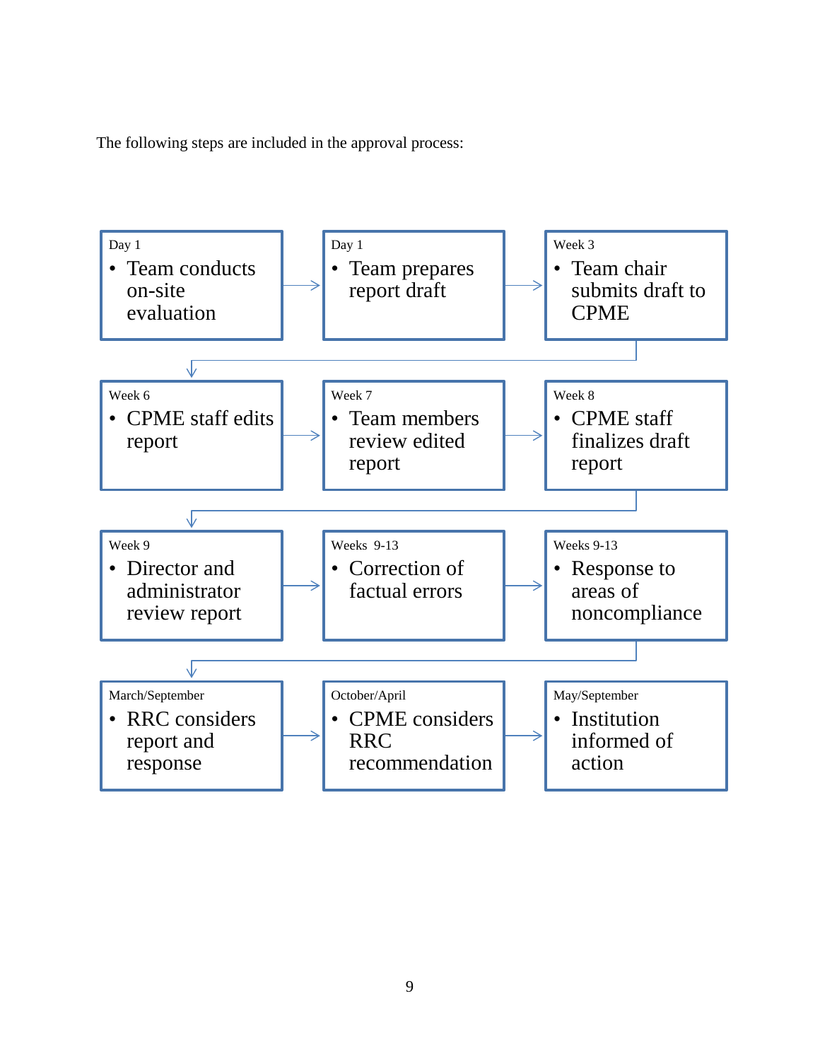The following steps are included in the approval process:

**Day 1**
- Team conducts on-site evaluation

→

**Day 1**
- Team prepares report draft

→

**Week 3**
- Team chair submits draft to CPME

→

**Week 6**
- CPME staff edits report

→

**Week 7**
- Team members review edited report

→

**Week 8**
- CPME staff finalizes draft report

→

**Week 9**
- Director and administrator review report

→

**Weeks 9-13**
- Correction of factual errors

→

**Weeks 9-13**
- Response to areas of noncompliance

→

**March/September**
- RRC considers report and response

→

**October/April**
- CPME considers RRC recommendation

→

**May/September**
- Institution informed of action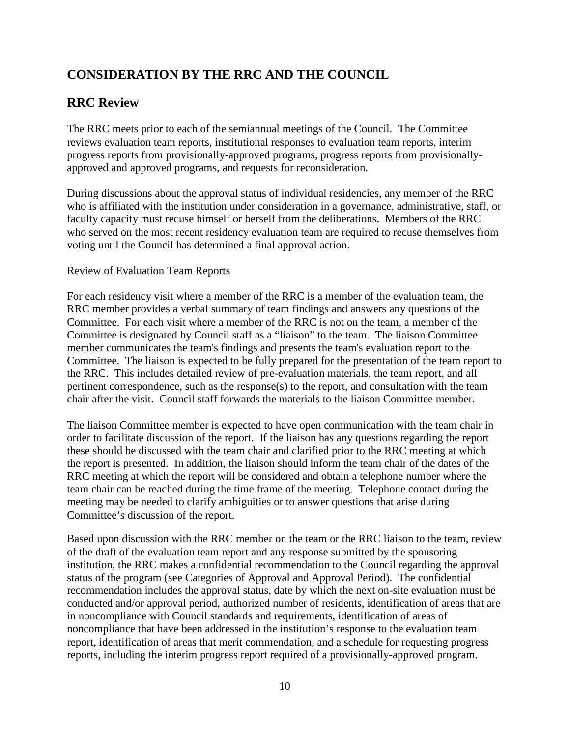# CONSIDERATION BY THE RRC AND THE COUNCIL

## RRC Review

The RRC meets prior to each of the semiannual meetings of the Council. The Committee reviews evaluation team reports, institutional responses to evaluation team reports, interim progress reports from provisionally-approved programs, progress reports from provisionally-approved and approved programs, and requests for reconsideration.

During discussions about the approval status of individual residencies, any member of the RRC who is affiliated with the institution under consideration in a governance, administrative, staff, or faculty capacity must recuse himself or herself from the deliberations. Members of the RRC who served on the most recent residency evaluation team are required to recuse themselves from voting until the Council has determined a final approval action.

Review of Evaluation Team Reports

For each residency visit where a member of the RRC is a member of the evaluation team, the RRC member provides a verbal summary of team findings and answers any questions of the Committee. For each visit where a member of the RRC is not on the team, a member of the Committee is designated by Council staff as a "liaison" to the team. The liaison Committee member communicates the team's findings and presents the team's evaluation report to the Committee. The liaison is expected to be fully prepared for the presentation of the team report to the RRC. This includes detailed review of pre-evaluation materials, the team report, and all pertinent correspondence, such as the response(s) to the report, and consultation with the team chair after the visit. Council staff forwards the materials to the liaison Committee member.

The liaison Committee member is expected to have open communication with the team chair in order to facilitate discussion of the report. If the liaison has any questions regarding the report these should be discussed with the team chair and clarified prior to the RRC meeting at which the report is presented. In addition, the liaison should inform the team chair of the dates of the RRC meeting at which the report will be considered and obtain a telephone number where the team chair can be reached during the time frame of the meeting. Telephone contact during the meeting may be needed to clarify ambiguities or to answer questions that arise during Committee's discussion of the report.

Based upon discussion with the RRC member on the team or the RRC liaison to the team, review of the draft of the evaluation team report and any response submitted by the sponsoring institution, the RRC makes a confidential recommendation to the Council regarding the approval status of the program (see Categories of Approval and Approval Period). The confidential recommendation includes the approval status, date by which the next on-site evaluation must be conducted and/or approval period, authorized number of residents, identification of areas that are in noncompliance with Council standards and requirements, identification of areas of noncompliance that have been addressed in the institution's response to the evaluation team report, identification of areas that merit commendation, and a schedule for requesting progress reports, including the interim progress report required of a provisionally-approved program.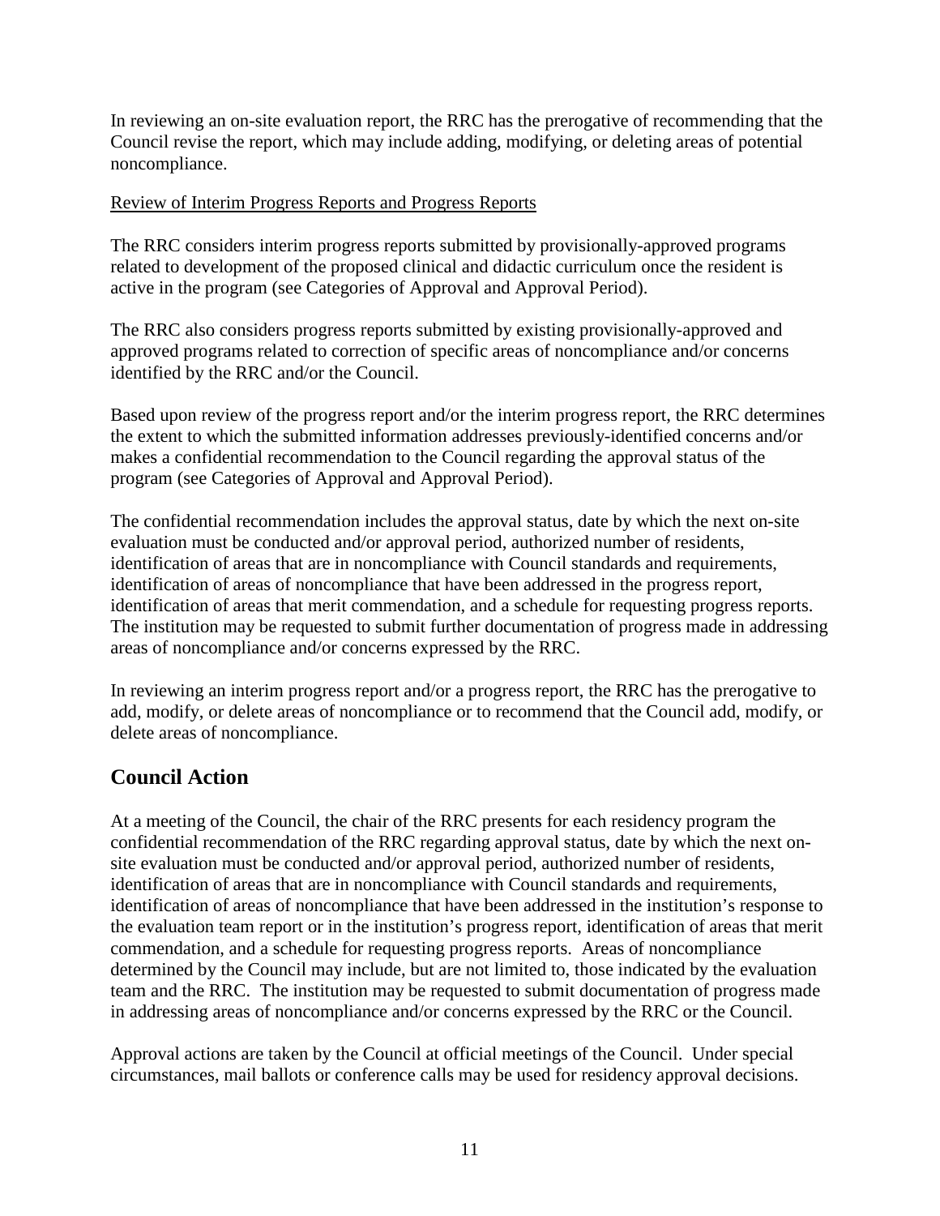In reviewing an on-site evaluation report, the RRC has the prerogative of recommending that the Council revise the report, which may include adding, modifying, or deleting areas of potential noncompliance.

<u>Review of Interim Progress Reports and Progress Reports</u>

The RRC considers interim progress reports submitted by provisionally-approved programs related to development of the proposed clinical and didactic curriculum once the resident is active in the program (see Categories of Approval and Approval Period).

The RRC also considers progress reports submitted by existing provisionally-approved and approved programs related to correction of specific areas of noncompliance and/or concerns identified by the RRC and/or the Council.

Based upon review of the progress report and/or the interim progress report, the RRC determines the extent to which the submitted information addresses previously-identified concerns and/or makes a confidential recommendation to the Council regarding the approval status of the program (see Categories of Approval and Approval Period).

The confidential recommendation includes the approval status, date by which the next on-site evaluation must be conducted and/or approval period, authorized number of residents, identification of areas that are in noncompliance with Council standards and requirements, identification of areas of noncompliance that have been addressed in the progress report, identification of areas that merit commendation, and a schedule for requesting progress reports. The institution may be requested to submit further documentation of progress made in addressing areas of noncompliance and/or concerns expressed by the RRC.

In reviewing an interim progress report and/or a progress report, the RRC has the prerogative to add, modify, or delete areas of noncompliance or to recommend that the Council add, modify, or delete areas of noncompliance.

## Council Action

At a meeting of the Council, the chair of the RRC presents for each residency program the confidential recommendation of the RRC regarding approval status, date by which the next on-site evaluation must be conducted and/or approval period, authorized number of residents, identification of areas that are in noncompliance with Council standards and requirements, identification of areas of noncompliance that have been addressed in the institution's response to the evaluation team report or in the institution's progress report, identification of areas that merit commendation, and a schedule for requesting progress reports. Areas of noncompliance determined by the Council may include, but are not limited to, those indicated by the evaluation team and the RRC. The institution may be requested to submit documentation of progress made in addressing areas of noncompliance and/or concerns expressed by the RRC or the Council.

Approval actions are taken by the Council at official meetings of the Council. Under special circumstances, mail ballots or conference calls may be used for residency approval decisions.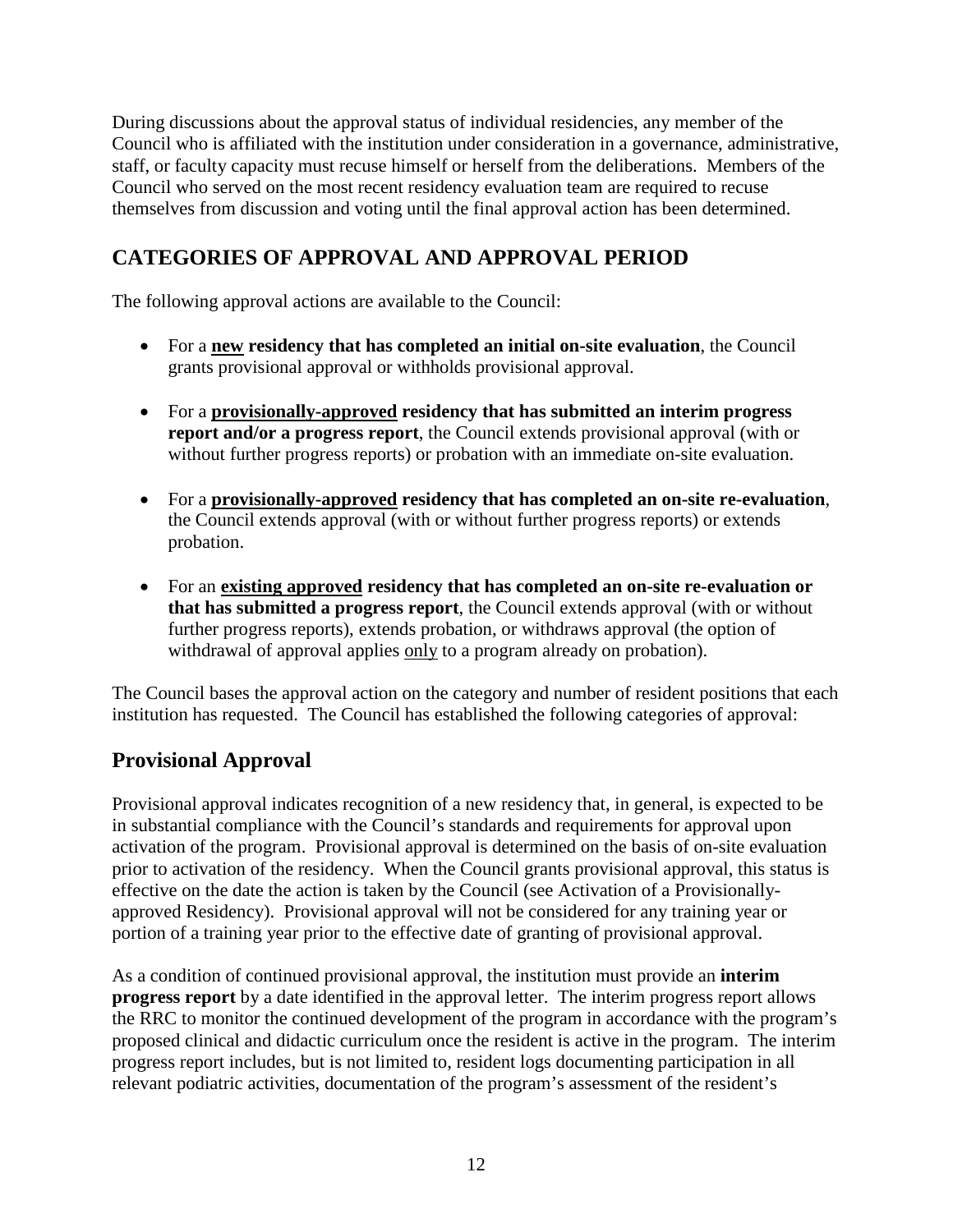During discussions about the approval status of individual residencies, any member of the Council who is affiliated with the institution under consideration in a governance, administrative, staff, or faculty capacity must recuse himself or herself from the deliberations. Members of the Council who served on the most recent residency evaluation team are required to recuse themselves from discussion and voting until the final approval action has been determined.

## CATEGORIES OF APPROVAL AND APPROVAL PERIOD

The following approval actions are available to the Council:

- For a **new residency that has completed an initial on-site evaluation**, the Council grants provisional approval or withholds provisional approval.
- For a **provisionally-approved residency that has submitted an interim progress report and/or a progress report**, the Council extends provisional approval (with or without further progress reports) or probation with an immediate on-site evaluation.
- For a **provisionally-approved residency that has completed an on-site re-evaluation**, the Council extends approval (with or without further progress reports) or extends probation.
- For an **existing approved residency that has completed an on-site re-evaluation or that has submitted a progress report**, the Council extends approval (with or without further progress reports), extends probation, or withdraws approval (the option of withdrawal of approval applies only to a program already on probation).

The Council bases the approval action on the category and number of resident positions that each institution has requested. The Council has established the following categories of approval:

### Provisional Approval

Provisional approval indicates recognition of a new residency that, in general, is expected to be in substantial compliance with the Council's standards and requirements for approval upon activation of the program. Provisional approval is determined on the basis of on-site evaluation prior to activation of the residency. When the Council grants provisional approval, this status is effective on the date the action is taken by the Council (see Activation of a Provisionally-approved Residency). Provisional approval will not be considered for any training year or portion of a training year prior to the effective date of granting of provisional approval.

As a condition of continued provisional approval, the institution must provide an **interim progress report** by a date identified in the approval letter. The interim progress report allows the RRC to monitor the continued development of the program in accordance with the program's proposed clinical and didactic curriculum once the resident is active in the program. The interim progress report includes, but is not limited to, resident logs documenting participation in all relevant podiatric activities, documentation of the program's assessment of the resident's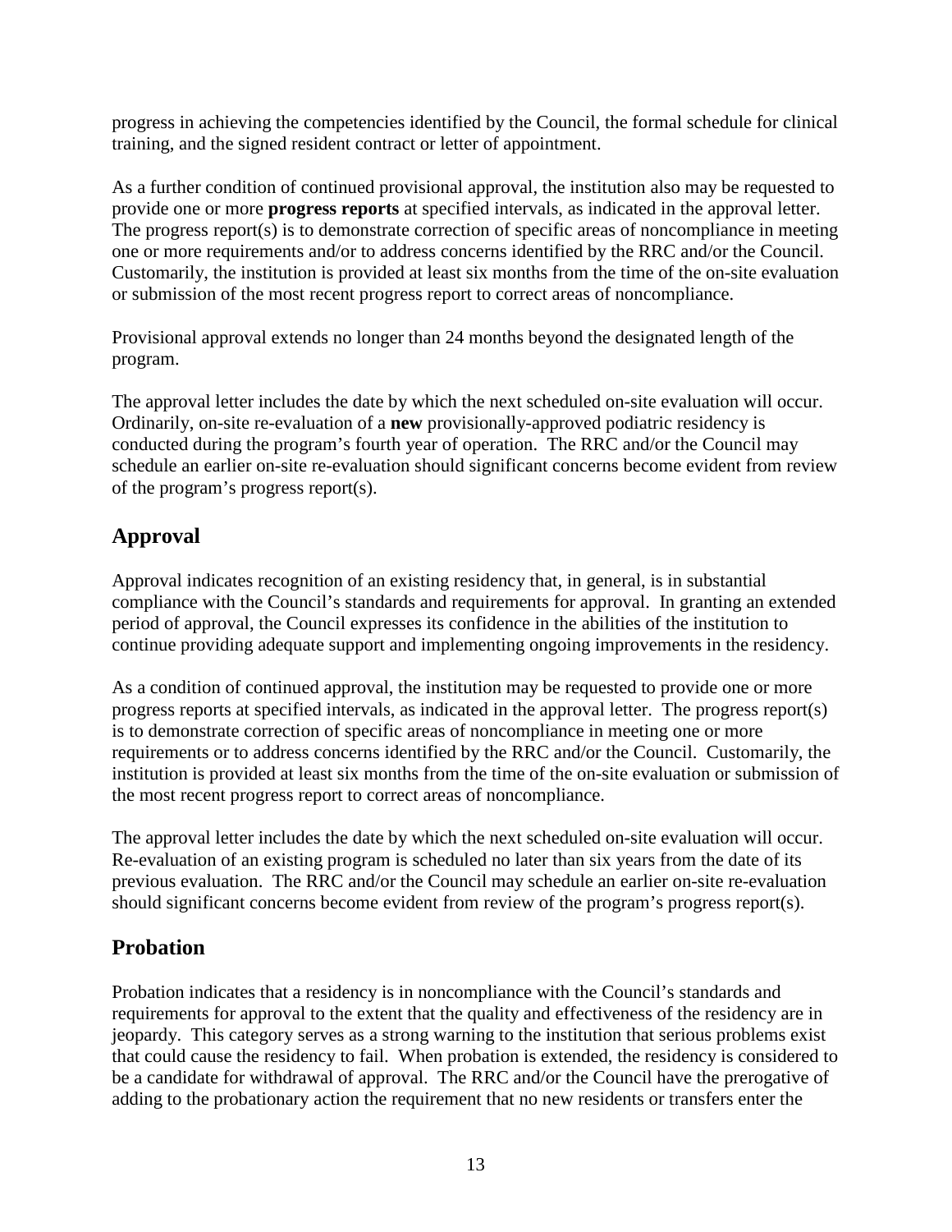progress in achieving the competencies identified by the Council, the formal schedule for clinical training, and the signed resident contract or letter of appointment.

As a further condition of continued provisional approval, the institution also may be requested to provide one or more **progress reports** at specified intervals, as indicated in the approval letter. The progress report(s) is to demonstrate correction of specific areas of noncompliance in meeting one or more requirements and/or to address concerns identified by the RRC and/or the Council. Customarily, the institution is provided at least six months from the time of the on-site evaluation or submission of the most recent progress report to correct areas of noncompliance.

Provisional approval extends no longer than 24 months beyond the designated length of the program.

The approval letter includes the date by which the next scheduled on-site evaluation will occur. Ordinarily, on-site re-evaluation of a **new** provisionally-approved podiatric residency is conducted during the program's fourth year of operation. The RRC and/or the Council may schedule an earlier on-site re-evaluation should significant concerns become evident from review of the program's progress report(s).

## Approval

Approval indicates recognition of an existing residency that, in general, is in substantial compliance with the Council's standards and requirements for approval. In granting an extended period of approval, the Council expresses its confidence in the abilities of the institution to continue providing adequate support and implementing ongoing improvements in the residency.

As a condition of continued approval, the institution may be requested to provide one or more progress reports at specified intervals, as indicated in the approval letter. The progress report(s) is to demonstrate correction of specific areas of noncompliance in meeting one or more requirements or to address concerns identified by the RRC and/or the Council. Customarily, the institution is provided at least six months from the time of the on-site evaluation or submission of the most recent progress report to correct areas of noncompliance.

The approval letter includes the date by which the next scheduled on-site evaluation will occur. Re-evaluation of an existing program is scheduled no later than six years from the date of its previous evaluation. The RRC and/or the Council may schedule an earlier on-site re-evaluation should significant concerns become evident from review of the program's progress report(s).

## Probation

Probation indicates that a residency is in noncompliance with the Council's standards and requirements for approval to the extent that the quality and effectiveness of the residency are in jeopardy. This category serves as a strong warning to the institution that serious problems exist that could cause the residency to fail. When probation is extended, the residency is considered to be a candidate for withdrawal of approval. The RRC and/or the Council have the prerogative of adding to the probationary action the requirement that no new residents or transfers enter the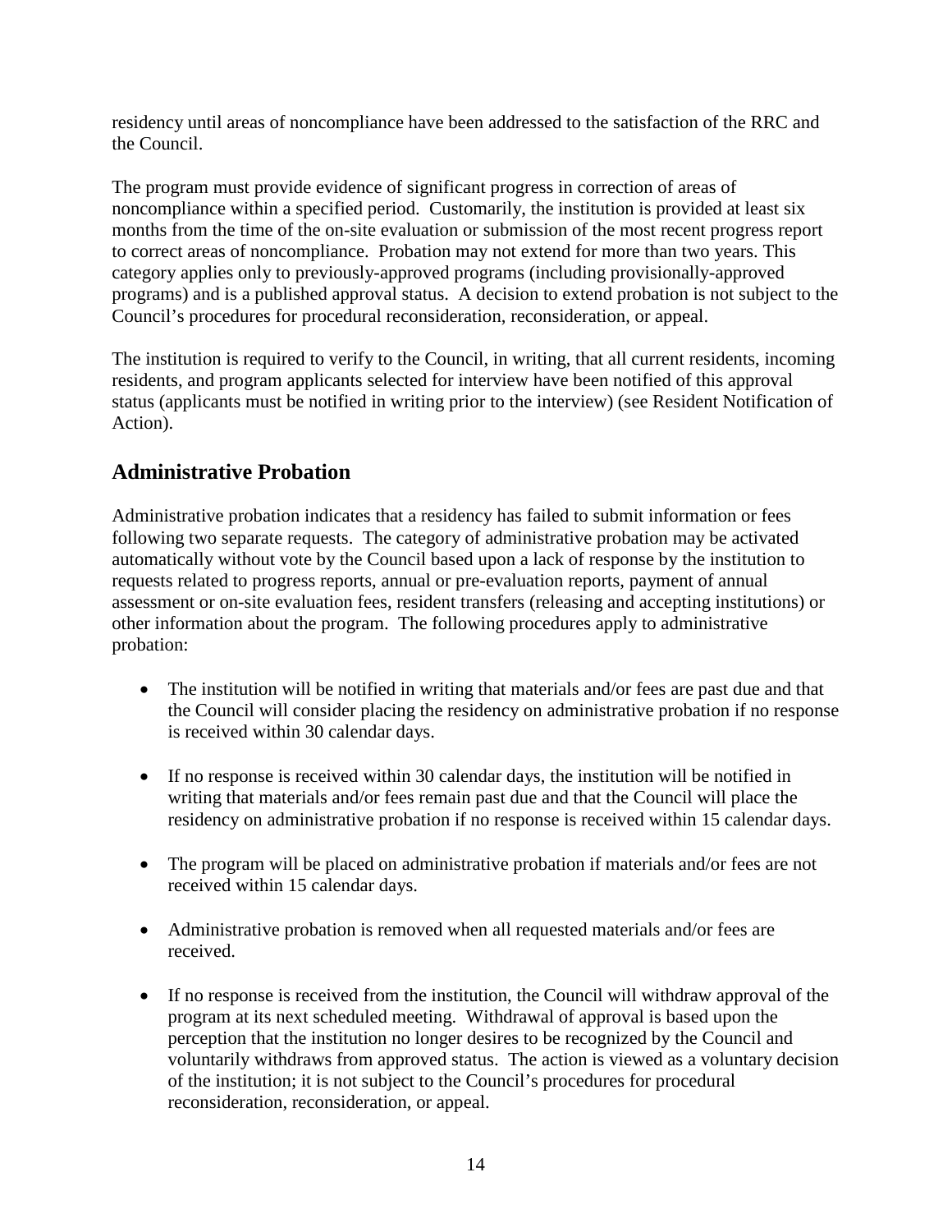residency until areas of noncompliance have been addressed to the satisfaction of the RRC and the Council.

The program must provide evidence of significant progress in correction of areas of noncompliance within a specified period. Customarily, the institution is provided at least six months from the time of the on-site evaluation or submission of the most recent progress report to correct areas of noncompliance. Probation may not extend for more than two years. This category applies only to previously-approved programs (including provisionally-approved programs) and is a published approval status. A decision to extend probation is not subject to the Council's procedures for procedural reconsideration, reconsideration, or appeal.

The institution is required to verify to the Council, in writing, that all current residents, incoming residents, and program applicants selected for interview have been notified of this approval status (applicants must be notified in writing prior to the interview) (see Resident Notification of Action).

## Administrative Probation

Administrative probation indicates that a residency has failed to submit information or fees following two separate requests. The category of administrative probation may be activated automatically without vote by the Council based upon a lack of response by the institution to requests related to progress reports, annual or pre-evaluation reports, payment of annual assessment or on-site evaluation fees, resident transfers (releasing and accepting institutions) or other information about the program. The following procedures apply to administrative probation:

- The institution will be notified in writing that materials and/or fees are past due and that the Council will consider placing the residency on administrative probation if no response is received within 30 calendar days.
- If no response is received within 30 calendar days, the institution will be notified in writing that materials and/or fees remain past due and that the Council will place the residency on administrative probation if no response is received within 15 calendar days.
- The program will be placed on administrative probation if materials and/or fees are not received within 15 calendar days.
- Administrative probation is removed when all requested materials and/or fees are received.
- If no response is received from the institution, the Council will withdraw approval of the program at its next scheduled meeting. Withdrawal of approval is based upon the perception that the institution no longer desires to be recognized by the Council and voluntarily withdraws from approved status. The action is viewed as a voluntary decision of the institution; it is not subject to the Council's procedures for procedural reconsideration, reconsideration, or appeal.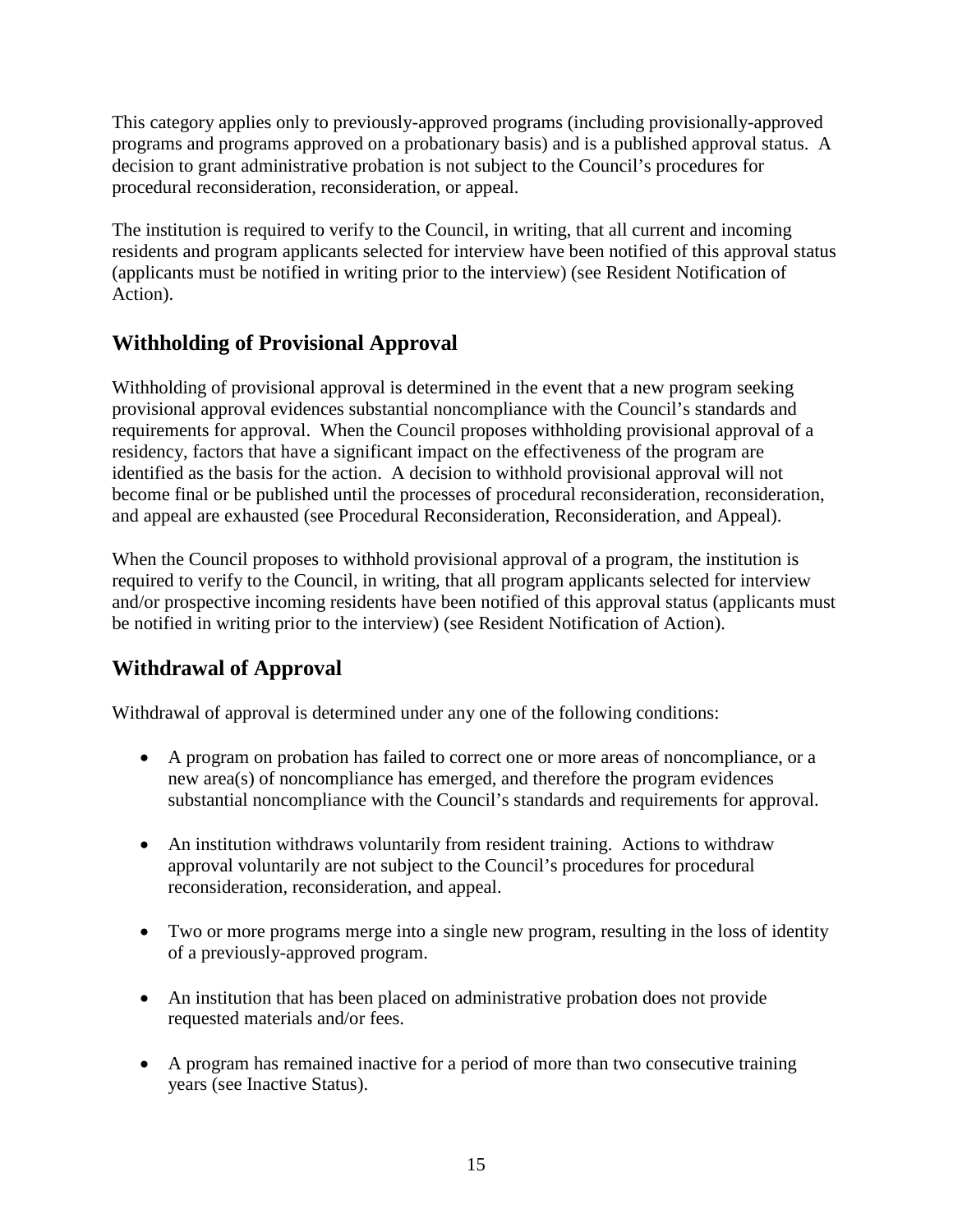This category applies only to previously-approved programs (including provisionally-approved programs and programs approved on a probationary basis) and is a published approval status. A decision to grant administrative probation is not subject to the Council's procedures for procedural reconsideration, reconsideration, or appeal.

The institution is required to verify to the Council, in writing, that all current and incoming residents and program applicants selected for interview have been notified of this approval status (applicants must be notified in writing prior to the interview) (see Resident Notification of Action).

## Withholding of Provisional Approval

Withholding of provisional approval is determined in the event that a new program seeking provisional approval evidences substantial noncompliance with the Council's standards and requirements for approval. When the Council proposes withholding provisional approval of a residency, factors that have a significant impact on the effectiveness of the program are identified as the basis for the action. A decision to withhold provisional approval will not become final or be published until the processes of procedural reconsideration, reconsideration, and appeal are exhausted (see Procedural Reconsideration, Reconsideration, and Appeal).

When the Council proposes to withhold provisional approval of a program, the institution is required to verify to the Council, in writing, that all program applicants selected for interview and/or prospective incoming residents have been notified of this approval status (applicants must be notified in writing prior to the interview) (see Resident Notification of Action).

## Withdrawal of Approval

Withdrawal of approval is determined under any one of the following conditions:

- A program on probation has failed to correct one or more areas of noncompliance, or a new area(s) of noncompliance has emerged, and therefore the program evidences substantial noncompliance with the Council's standards and requirements for approval.

- An institution withdraws voluntarily from resident training. Actions to withdraw approval voluntarily are not subject to the Council's procedures for procedural reconsideration, reconsideration, and appeal.

- Two or more programs merge into a single new program, resulting in the loss of identity of a previously-approved program.

- An institution that has been placed on administrative probation does not provide requested materials and/or fees.

- A program has remained inactive for a period of more than two consecutive training years (see Inactive Status).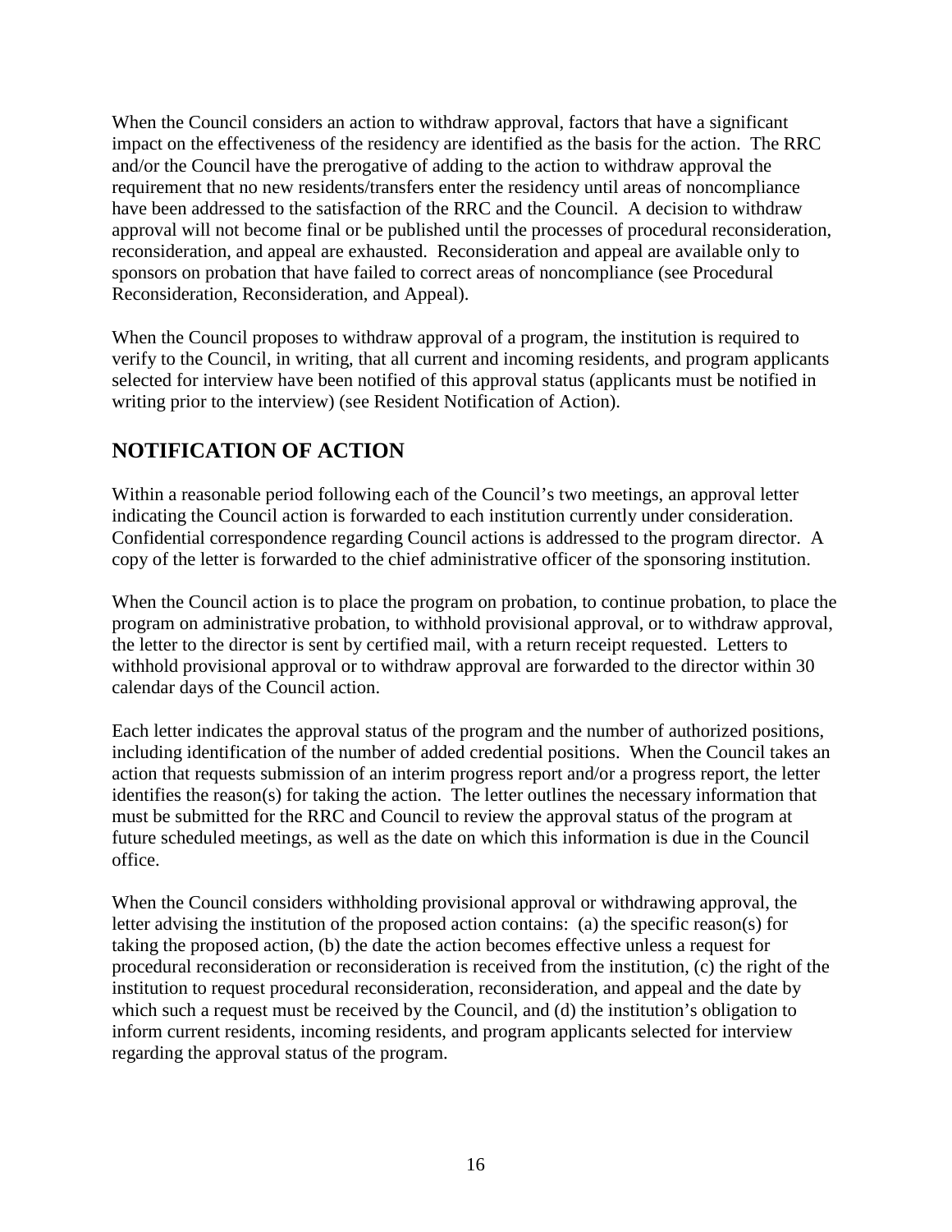When the Council considers an action to withdraw approval, factors that have a significant impact on the effectiveness of the residency are identified as the basis for the action. The RRC and/or the Council have the prerogative of adding to the action to withdraw approval the requirement that no new residents/transfers enter the residency until areas of noncompliance have been addressed to the satisfaction of the RRC and the Council. A decision to withdraw approval will not become final or be published until the processes of procedural reconsideration, reconsideration, and appeal are exhausted. Reconsideration and appeal are available only to sponsors on probation that have failed to correct areas of noncompliance (see Procedural Reconsideration, Reconsideration, and Appeal).

When the Council proposes to withdraw approval of a program, the institution is required to verify to the Council, in writing, that all current and incoming residents, and program applicants selected for interview have been notified of this approval status (applicants must be notified in writing prior to the interview) (see Resident Notification of Action).

## NOTIFICATION OF ACTION

Within a reasonable period following each of the Council's two meetings, an approval letter indicating the Council action is forwarded to each institution currently under consideration. Confidential correspondence regarding Council actions is addressed to the program director. A copy of the letter is forwarded to the chief administrative officer of the sponsoring institution.

When the Council action is to place the program on probation, to continue probation, to place the program on administrative probation, to withhold provisional approval, or to withdraw approval, the letter to the director is sent by certified mail, with a return receipt requested. Letters to withhold provisional approval or to withdraw approval are forwarded to the director within 30 calendar days of the Council action.

Each letter indicates the approval status of the program and the number of authorized positions, including identification of the number of added credential positions. When the Council takes an action that requests submission of an interim progress report and/or a progress report, the letter identifies the reason(s) for taking the action. The letter outlines the necessary information that must be submitted for the RRC and Council to review the approval status of the program at future scheduled meetings, as well as the date on which this information is due in the Council office.

When the Council considers withholding provisional approval or withdrawing approval, the letter advising the institution of the proposed action contains: (a) the specific reason(s) for taking the proposed action, (b) the date the action becomes effective unless a request for procedural reconsideration or reconsideration is received from the institution, (c) the right of the institution to request procedural reconsideration, reconsideration, and appeal and the date by which such a request must be received by the Council, and (d) the institution's obligation to inform current residents, incoming residents, and program applicants selected for interview regarding the approval status of the program.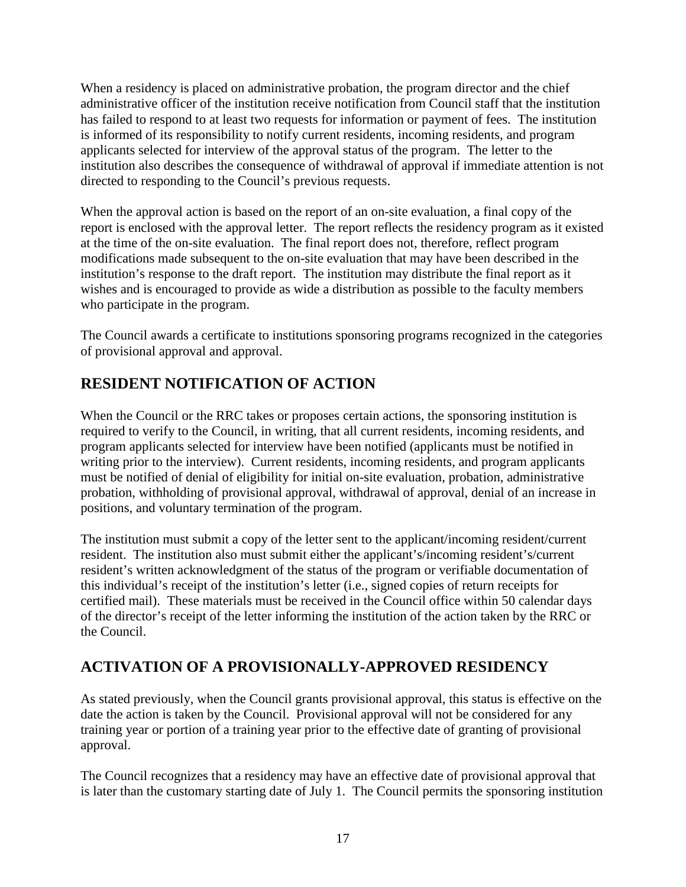When a residency is placed on administrative probation, the program director and the chief administrative officer of the institution receive notification from Council staff that the institution has failed to respond to at least two requests for information or payment of fees. The institution is informed of its responsibility to notify current residents, incoming residents, and program applicants selected for interview of the approval status of the program. The letter to the institution also describes the consequence of withdrawal of approval if immediate attention is not directed to responding to the Council's previous requests.

When the approval action is based on the report of an on-site evaluation, a final copy of the report is enclosed with the approval letter. The report reflects the residency program as it existed at the time of the on-site evaluation. The final report does not, therefore, reflect program modifications made subsequent to the on-site evaluation that may have been described in the institution's response to the draft report. The institution may distribute the final report as it wishes and is encouraged to provide as wide a distribution as possible to the faculty members who participate in the program.

The Council awards a certificate to institutions sponsoring programs recognized in the categories of provisional approval and approval.

## RESIDENT NOTIFICATION OF ACTION

When the Council or the RRC takes or proposes certain actions, the sponsoring institution is required to verify to the Council, in writing, that all current residents, incoming residents, and program applicants selected for interview have been notified (applicants must be notified in writing prior to the interview). Current residents, incoming residents, and program applicants must be notified of denial of eligibility for initial on-site evaluation, probation, administrative probation, withholding of provisional approval, withdrawal of approval, denial of an increase in positions, and voluntary termination of the program.

The institution must submit a copy of the letter sent to the applicant/incoming resident/current resident. The institution also must submit either the applicant's/incoming resident's/current resident's written acknowledgment of the status of the program or verifiable documentation of this individual's receipt of the institution's letter (i.e., signed copies of return receipts for certified mail). These materials must be received in the Council office within 50 calendar days of the director's receipt of the letter informing the institution of the action taken by the RRC or the Council.

## ACTIVATION OF A PROVISIONALLY-APPROVED RESIDENCY

As stated previously, when the Council grants provisional approval, this status is effective on the date the action is taken by the Council. Provisional approval will not be considered for any training year or portion of a training year prior to the effective date of granting of provisional approval.

The Council recognizes that a residency may have an effective date of provisional approval that is later than the customary starting date of July 1. The Council permits the sponsoring institution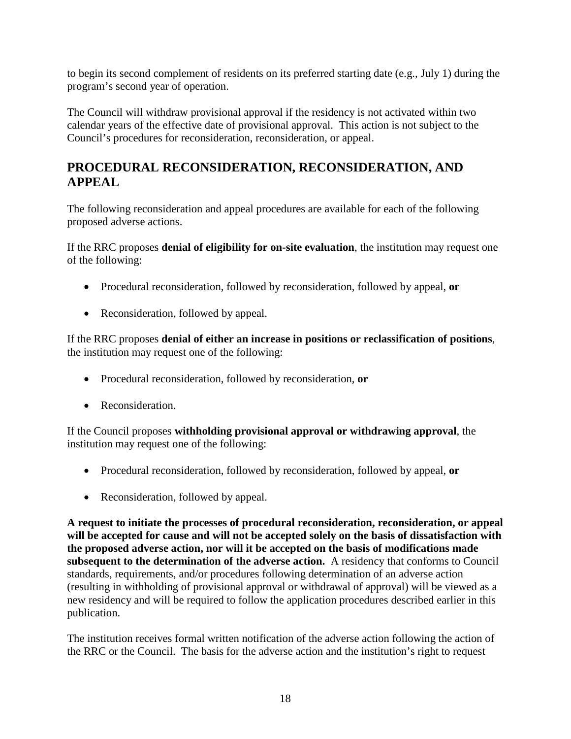to begin its second complement of residents on its preferred starting date (e.g., July 1) during the program's second year of operation.

The Council will withdraw provisional approval if the residency is not activated within two calendar years of the effective date of provisional approval. This action is not subject to the Council's procedures for reconsideration, reconsideration, or appeal.

## PROCEDURAL RECONSIDERATION, RECONSIDERATION, AND APPEAL

The following reconsideration and appeal procedures are available for each of the following proposed adverse actions.

If the RRC proposes **denial of eligibility for on-site evaluation**, the institution may request one of the following:

- Procedural reconsideration, followed by reconsideration, followed by appeal, **or**
- Reconsideration, followed by appeal.

If the RRC proposes **denial of either an increase in positions or reclassification of positions**, the institution may request one of the following:

- Procedural reconsideration, followed by reconsideration, **or**
- Reconsideration.

If the Council proposes **withholding provisional approval or withdrawing approval**, the institution may request one of the following:

- Procedural reconsideration, followed by reconsideration, followed by appeal, **or**
- Reconsideration, followed by appeal.

**A request to initiate the processes of procedural reconsideration, reconsideration, or appeal will be accepted for cause and will not be accepted solely on the basis of dissatisfaction with the proposed adverse action, nor will it be accepted on the basis of modifications made subsequent to the determination of the adverse action.** A residency that conforms to Council standards, requirements, and/or procedures following determination of an adverse action (resulting in withholding of provisional approval or withdrawal of approval) will be viewed as a new residency and will be required to follow the application procedures described earlier in this publication.

The institution receives formal written notification of the adverse action following the action of the RRC or the Council. The basis for the adverse action and the institution's right to request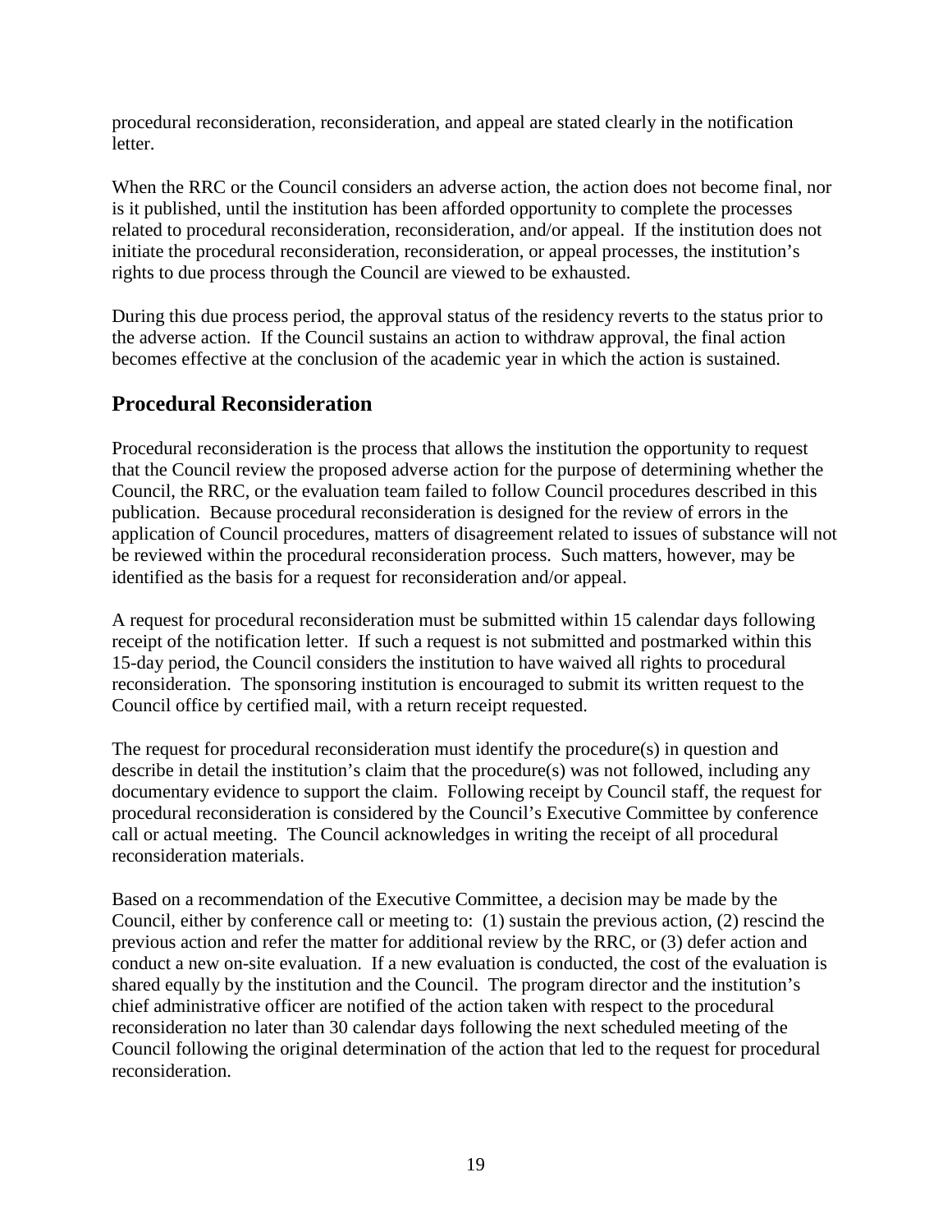procedural reconsideration, reconsideration, and appeal are stated clearly in the notification letter.

When the RRC or the Council considers an adverse action, the action does not become final, nor is it published, until the institution has been afforded opportunity to complete the processes related to procedural reconsideration, reconsideration, and/or appeal. If the institution does not initiate the procedural reconsideration, reconsideration, or appeal processes, the institution's rights to due process through the Council are viewed to be exhausted.

During this due process period, the approval status of the residency reverts to the status prior to the adverse action. If the Council sustains an action to withdraw approval, the final action becomes effective at the conclusion of the academic year in which the action is sustained.

## Procedural Reconsideration

Procedural reconsideration is the process that allows the institution the opportunity to request that the Council review the proposed adverse action for the purpose of determining whether the Council, the RRC, or the evaluation team failed to follow Council procedures described in this publication. Because procedural reconsideration is designed for the review of errors in the application of Council procedures, matters of disagreement related to issues of substance will not be reviewed within the procedural reconsideration process. Such matters, however, may be identified as the basis for a request for reconsideration and/or appeal.

A request for procedural reconsideration must be submitted within 15 calendar days following receipt of the notification letter. If such a request is not submitted and postmarked within this 15-day period, the Council considers the institution to have waived all rights to procedural reconsideration. The sponsoring institution is encouraged to submit its written request to the Council office by certified mail, with a return receipt requested.

The request for procedural reconsideration must identify the procedure(s) in question and describe in detail the institution's claim that the procedure(s) was not followed, including any documentary evidence to support the claim. Following receipt by Council staff, the request for procedural reconsideration is considered by the Council's Executive Committee by conference call or actual meeting. The Council acknowledges in writing the receipt of all procedural reconsideration materials.

Based on a recommendation of the Executive Committee, a decision may be made by the Council, either by conference call or meeting to: (1) sustain the previous action, (2) rescind the previous action and refer the matter for additional review by the RRC, or (3) defer action and conduct a new on-site evaluation. If a new evaluation is conducted, the cost of the evaluation is shared equally by the institution and the Council. The program director and the institution's chief administrative officer are notified of the action taken with respect to the procedural reconsideration no later than 30 calendar days following the next scheduled meeting of the Council following the original determination of the action that led to the request for procedural reconsideration.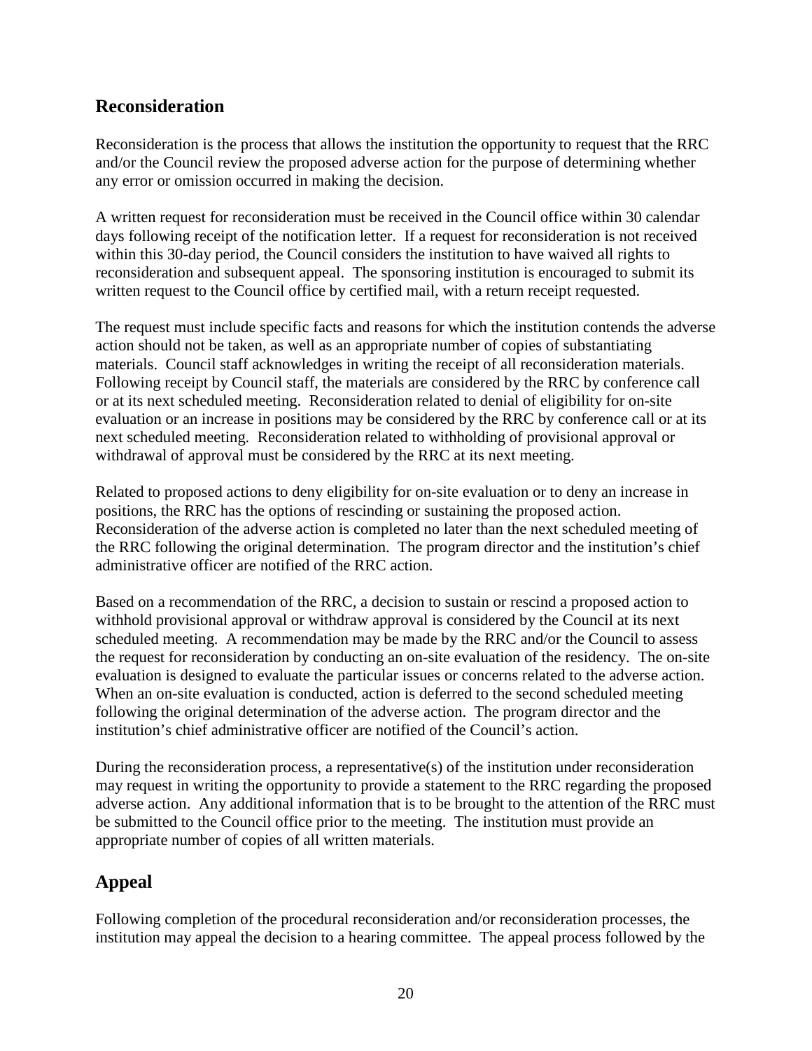## Reconsideration

Reconsideration is the process that allows the institution the opportunity to request that the RRC and/or the Council review the proposed adverse action for the purpose of determining whether any error or omission occurred in making the decision.

A written request for reconsideration must be received in the Council office within 30 calendar days following receipt of the notification letter. If a request for reconsideration is not received within this 30-day period, the Council considers the institution to have waived all rights to reconsideration and subsequent appeal. The sponsoring institution is encouraged to submit its written request to the Council office by certified mail, with a return receipt requested.

The request must include specific facts and reasons for which the institution contends the adverse action should not be taken, as well as an appropriate number of copies of substantiating materials. Council staff acknowledges in writing the receipt of all reconsideration materials. Following receipt by Council staff, the materials are considered by the RRC by conference call or at its next scheduled meeting. Reconsideration related to denial of eligibility for on-site evaluation or an increase in positions may be considered by the RRC by conference call or at its next scheduled meeting. Reconsideration related to withholding of provisional approval or withdrawal of approval must be considered by the RRC at its next meeting.

Related to proposed actions to deny eligibility for on-site evaluation or to deny an increase in positions, the RRC has the options of rescinding or sustaining the proposed action. Reconsideration of the adverse action is completed no later than the next scheduled meeting of the RRC following the original determination. The program director and the institution's chief administrative officer are notified of the RRC action.

Based on a recommendation of the RRC, a decision to sustain or rescind a proposed action to withhold provisional approval or withdraw approval is considered by the Council at its next scheduled meeting. A recommendation may be made by the RRC and/or the Council to assess the request for reconsideration by conducting an on-site evaluation of the residency. The on-site evaluation is designed to evaluate the particular issues or concerns related to the adverse action. When an on-site evaluation is conducted, action is deferred to the second scheduled meeting following the original determination of the adverse action. The program director and the institution's chief administrative officer are notified of the Council's action.

During the reconsideration process, a representative(s) of the institution under reconsideration may request in writing the opportunity to provide a statement to the RRC regarding the proposed adverse action. Any additional information that is to be brought to the attention of the RRC must be submitted to the Council office prior to the meeting. The institution must provide an appropriate number of copies of all written materials.

## Appeal

Following completion of the procedural reconsideration and/or reconsideration processes, the institution may appeal the decision to a hearing committee. The appeal process followed by the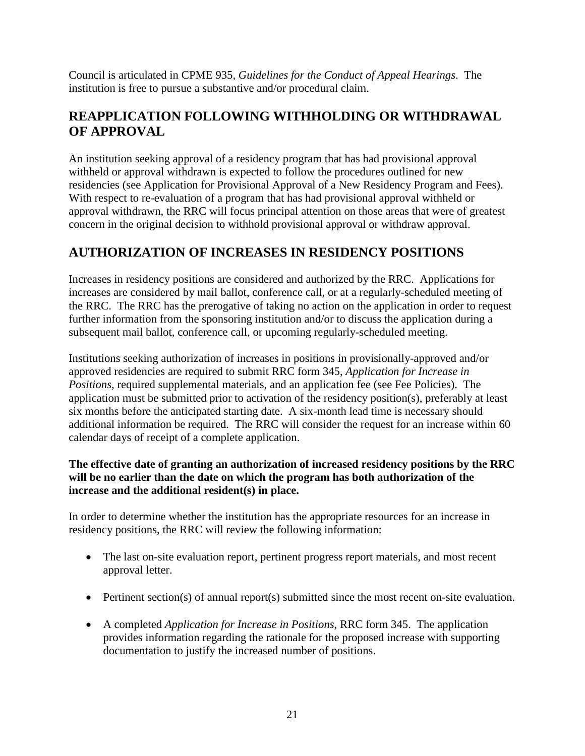Council is articulated in CPME 935, *Guidelines for the Conduct of Appeal Hearings*. The institution is free to pursue a substantive and/or procedural claim.

## REAPPLICATION FOLLOWING WITHHOLDING OR WITHDRAWAL OF APPROVAL

An institution seeking approval of a residency program that has had provisional approval withheld or approval withdrawn is expected to follow the procedures outlined for new residencies (see Application for Provisional Approval of a New Residency Program and Fees). With respect to re-evaluation of a program that has had provisional approval withheld or approval withdrawn, the RRC will focus principal attention on those areas that were of greatest concern in the original decision to withhold provisional approval or withdraw approval.

## AUTHORIZATION OF INCREASES IN RESIDENCY POSITIONS

Increases in residency positions are considered and authorized by the RRC. Applications for increases are considered by mail ballot, conference call, or at a regularly-scheduled meeting of the RRC. The RRC has the prerogative of taking no action on the application in order to request further information from the sponsoring institution and/or to discuss the application during a subsequent mail ballot, conference call, or upcoming regularly-scheduled meeting.

Institutions seeking authorization of increases in positions in provisionally-approved and/or approved residencies are required to submit RRC form 345, *Application for Increase in Positions*, required supplemental materials, and an application fee (see Fee Policies). The application must be submitted prior to activation of the residency position(s), preferably at least six months before the anticipated starting date. A six-month lead time is necessary should additional information be required. The RRC will consider the request for an increase within 60 calendar days of receipt of a complete application.

**The effective date of granting an authorization of increased residency positions by the RRC will be no earlier than the date on which the program has both authorization of the increase and the additional resident(s) in place.**

In order to determine whether the institution has the appropriate resources for an increase in residency positions, the RRC will review the following information:

- The last on-site evaluation report, pertinent progress report materials, and most recent approval letter.
- Pertinent section(s) of annual report(s) submitted since the most recent on-site evaluation.
- A completed *Application for Increase in Positions*, RRC form 345. The application provides information regarding the rationale for the proposed increase with supporting documentation to justify the increased number of positions.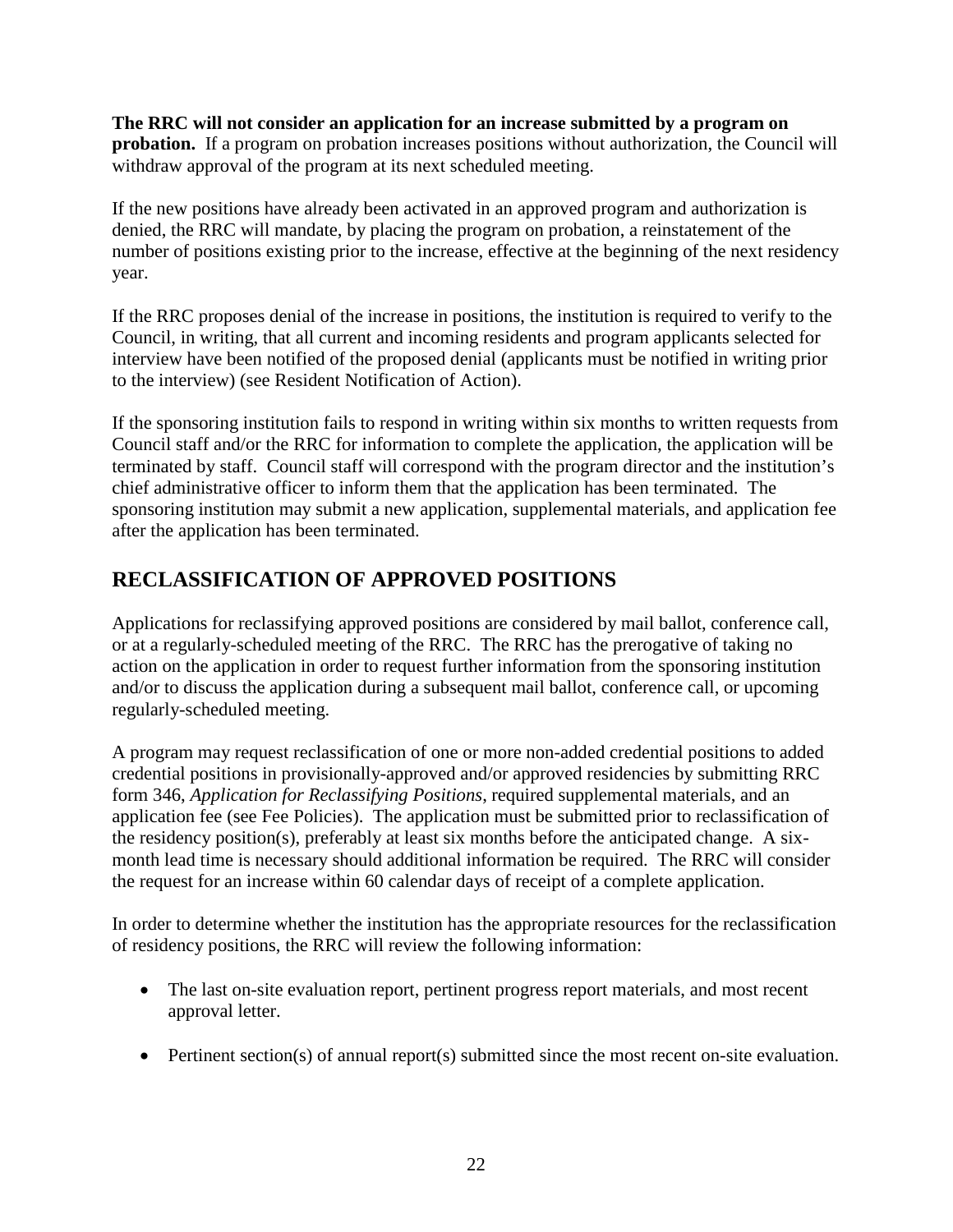**The RRC will not consider an application for an increase submitted by a program on probation.** If a program on probation increases positions without authorization, the Council will withdraw approval of the program at its next scheduled meeting.

If the new positions have already been activated in an approved program and authorization is denied, the RRC will mandate, by placing the program on probation, a reinstatement of the number of positions existing prior to the increase, effective at the beginning of the next residency year.

If the RRC proposes denial of the increase in positions, the institution is required to verify to the Council, in writing, that all current and incoming residents and program applicants selected for interview have been notified of the proposed denial (applicants must be notified in writing prior to the interview) (see Resident Notification of Action).

If the sponsoring institution fails to respond in writing within six months to written requests from Council staff and/or the RRC for information to complete the application, the application will be terminated by staff. Council staff will correspond with the program director and the institution's chief administrative officer to inform them that the application has been terminated. The sponsoring institution may submit a new application, supplemental materials, and application fee after the application has been terminated.

## RECLASSIFICATION OF APPROVED POSITIONS

Applications for reclassifying approved positions are considered by mail ballot, conference call, or at a regularly-scheduled meeting of the RRC. The RRC has the prerogative of taking no action on the application in order to request further information from the sponsoring institution and/or to discuss the application during a subsequent mail ballot, conference call, or upcoming regularly-scheduled meeting.

A program may request reclassification of one or more non-added credential positions to added credential positions in provisionally-approved and/or approved residencies by submitting RRC form 346, *Application for Reclassifying Positions*, required supplemental materials, and an application fee (see Fee Policies). The application must be submitted prior to reclassification of the residency position(s), preferably at least six months before the anticipated change. A six-month lead time is necessary should additional information be required. The RRC will consider the request for an increase within 60 calendar days of receipt of a complete application.

In order to determine whether the institution has the appropriate resources for the reclassification of residency positions, the RRC will review the following information:

- The last on-site evaluation report, pertinent progress report materials, and most recent approval letter.
- Pertinent section(s) of annual report(s) submitted since the most recent on-site evaluation.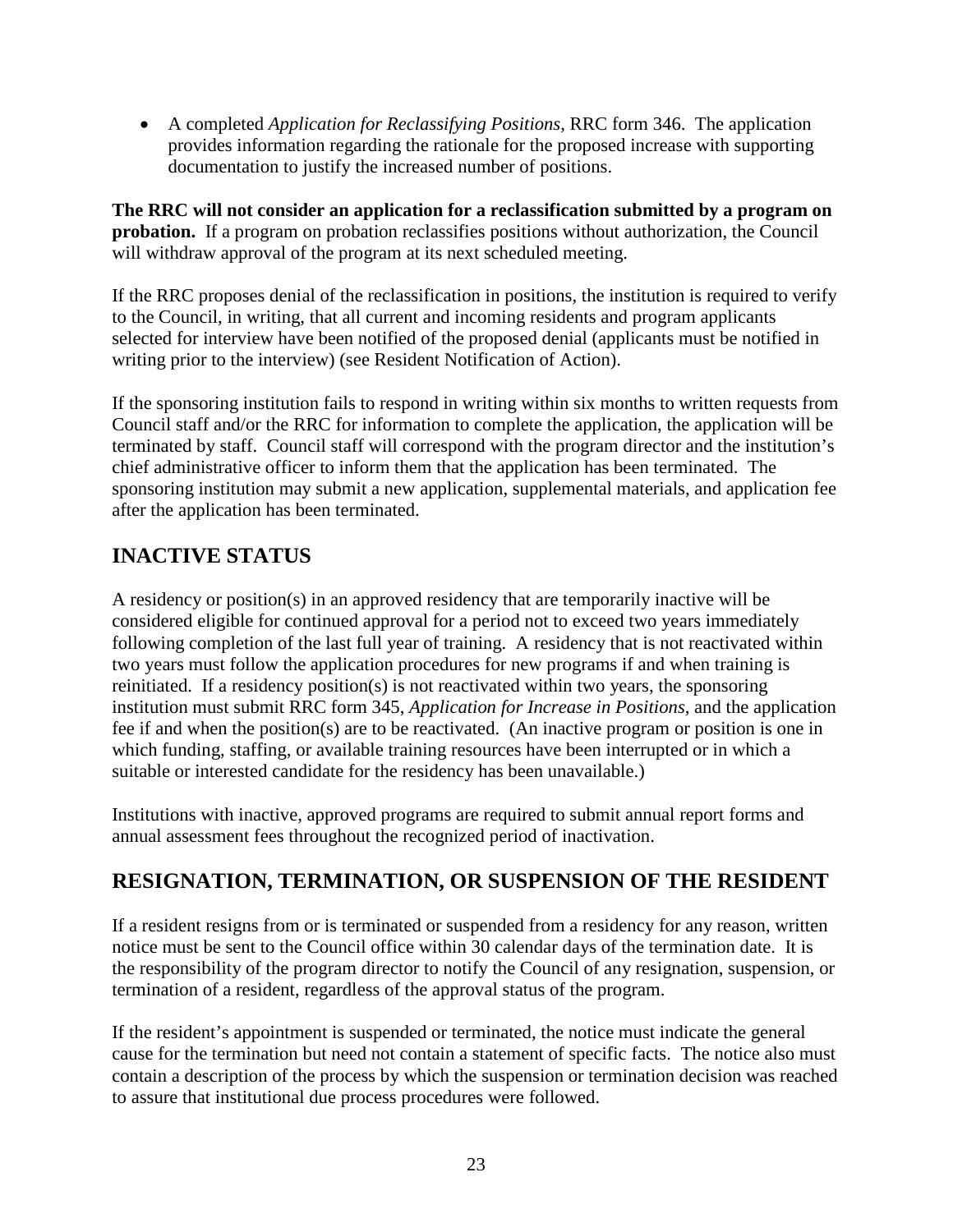- A completed *Application for Reclassifying Positions*, RRC form 346. The application provides information regarding the rationale for the proposed increase with supporting documentation to justify the increased number of positions.

**The RRC will not consider an application for a reclassification submitted by a program on probation.** If a program on probation reclassifies positions without authorization, the Council will withdraw approval of the program at its next scheduled meeting.

If the RRC proposes denial of the reclassification in positions, the institution is required to verify to the Council, in writing, that all current and incoming residents and program applicants selected for interview have been notified of the proposed denial (applicants must be notified in writing prior to the interview) (see Resident Notification of Action).

If the sponsoring institution fails to respond in writing within six months to written requests from Council staff and/or the RRC for information to complete the application, the application will be terminated by staff. Council staff will correspond with the program director and the institution's chief administrative officer to inform them that the application has been terminated. The sponsoring institution may submit a new application, supplemental materials, and application fee after the application has been terminated.

## INACTIVE STATUS

A residency or position(s) in an approved residency that are temporarily inactive will be considered eligible for continued approval for a period not to exceed two years immediately following completion of the last full year of training. A residency that is not reactivated within two years must follow the application procedures for new programs if and when training is reinitiated. If a residency position(s) is not reactivated within two years, the sponsoring institution must submit RRC form 345, *Application for Increase in Positions*, and the application fee if and when the position(s) are to be reactivated. (An inactive program or position is one in which funding, staffing, or available training resources have been interrupted or in which a suitable or interested candidate for the residency has been unavailable.)

Institutions with inactive, approved programs are required to submit annual report forms and annual assessment fees throughout the recognized period of inactivation.

## RESIGNATION, TERMINATION, OR SUSPENSION OF THE RESIDENT

If a resident resigns from or is terminated or suspended from a residency for any reason, written notice must be sent to the Council office within 30 calendar days of the termination date. It is the responsibility of the program director to notify the Council of any resignation, suspension, or termination of a resident, regardless of the approval status of the program.

If the resident's appointment is suspended or terminated, the notice must indicate the general cause for the termination but need not contain a statement of specific facts. The notice also must contain a description of the process by which the suspension or termination decision was reached to assure that institutional due process procedures were followed.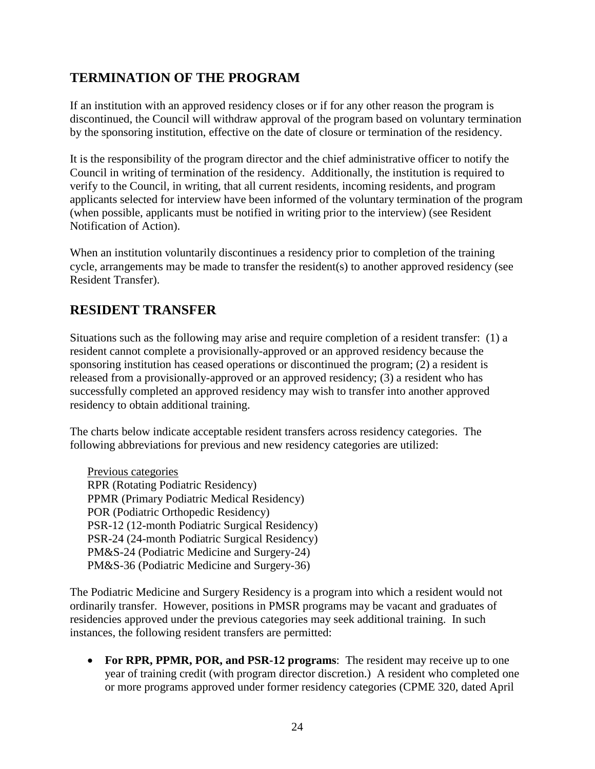## TERMINATION OF THE PROGRAM

If an institution with an approved residency closes or if for any other reason the program is discontinued, the Council will withdraw approval of the program based on voluntary termination by the sponsoring institution, effective on the date of closure or termination of the residency.

It is the responsibility of the program director and the chief administrative officer to notify the Council in writing of termination of the residency. Additionally, the institution is required to verify to the Council, in writing, that all current residents, incoming residents, and program applicants selected for interview have been informed of the voluntary termination of the program (when possible, applicants must be notified in writing prior to the interview) (see Resident Notification of Action).

When an institution voluntarily discontinues a residency prior to completion of the training cycle, arrangements may be made to transfer the resident(s) to another approved residency (see Resident Transfer).

## RESIDENT TRANSFER

Situations such as the following may arise and require completion of a resident transfer: (1) a resident cannot complete a provisionally-approved or an approved residency because the sponsoring institution has ceased operations or discontinued the program; (2) a resident is released from a provisionally-approved or an approved residency; (3) a resident who has successfully completed an approved residency may wish to transfer into another approved residency to obtain additional training.

The charts below indicate acceptable resident transfers across residency categories. The following abbreviations for previous and new residency categories are utilized:

Previous categories
RPR (Rotating Podiatric Residency)
PPMR (Primary Podiatric Medical Residency)
POR (Podiatric Orthopedic Residency)
PSR-12 (12-month Podiatric Surgical Residency)
PSR-24 (24-month Podiatric Surgical Residency)
PM&S-24 (Podiatric Medicine and Surgery-24)
PM&S-36 (Podiatric Medicine and Surgery-36)

The Podiatric Medicine and Surgery Residency is a program into which a resident would not ordinarily transfer. However, positions in PMSR programs may be vacant and graduates of residencies approved under the previous categories may seek additional training. In such instances, the following resident transfers are permitted:

- **For RPR, PPMR, POR, and PSR-12 programs**: The resident may receive up to one year of training credit (with program director discretion.) A resident who completed one or more programs approved under former residency categories (CPME 320, dated April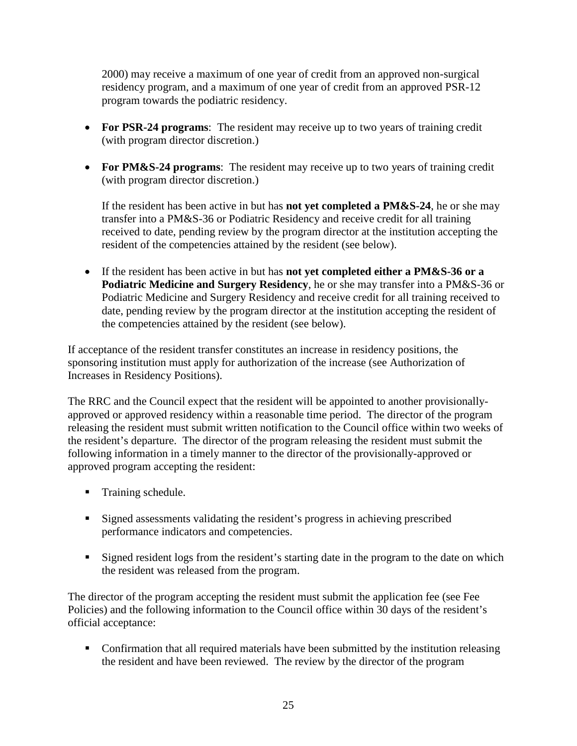2000) may receive a maximum of one year of credit from an approved non-surgical residency program, and a maximum of one year of credit from an approved PSR-12 program towards the podiatric residency.

- **For PSR-24 programs**: The resident may receive up to two years of training credit (with program director discretion.)

- **For PM&S-24 programs**: The resident may receive up to two years of training credit (with program director discretion.)

  If the resident has been active in but has **not yet completed a PM&S-24**, he or she may transfer into a PM&S-36 or Podiatric Residency and receive credit for all training received to date, pending review by the program director at the institution accepting the resident of the competencies attained by the resident (see below).

- If the resident has been active in but has **not yet completed either a PM&S-36 or a Podiatric Medicine and Surgery Residency**, he or she may transfer into a PM&S-36 or Podiatric Medicine and Surgery Residency and receive credit for all training received to date, pending review by the program director at the institution accepting the resident of the competencies attained by the resident (see below).

If acceptance of the resident transfer constitutes an increase in residency positions, the sponsoring institution must apply for authorization of the increase (see Authorization of Increases in Residency Positions).

The RRC and the Council expect that the resident will be appointed to another provisionally-approved or approved residency within a reasonable time period. The director of the program releasing the resident must submit written notification to the Council office within two weeks of the resident's departure. The director of the program releasing the resident must submit the following information in a timely manner to the director of the provisionally-approved or approved program accepting the resident:

- Training schedule.

- Signed assessments validating the resident's progress in achieving prescribed performance indicators and competencies.

- Signed resident logs from the resident's starting date in the program to the date on which the resident was released from the program.

The director of the program accepting the resident must submit the application fee (see Fee Policies) and the following information to the Council office within 30 days of the resident's official acceptance:

- Confirmation that all required materials have been submitted by the institution releasing the resident and have been reviewed. The review by the director of the program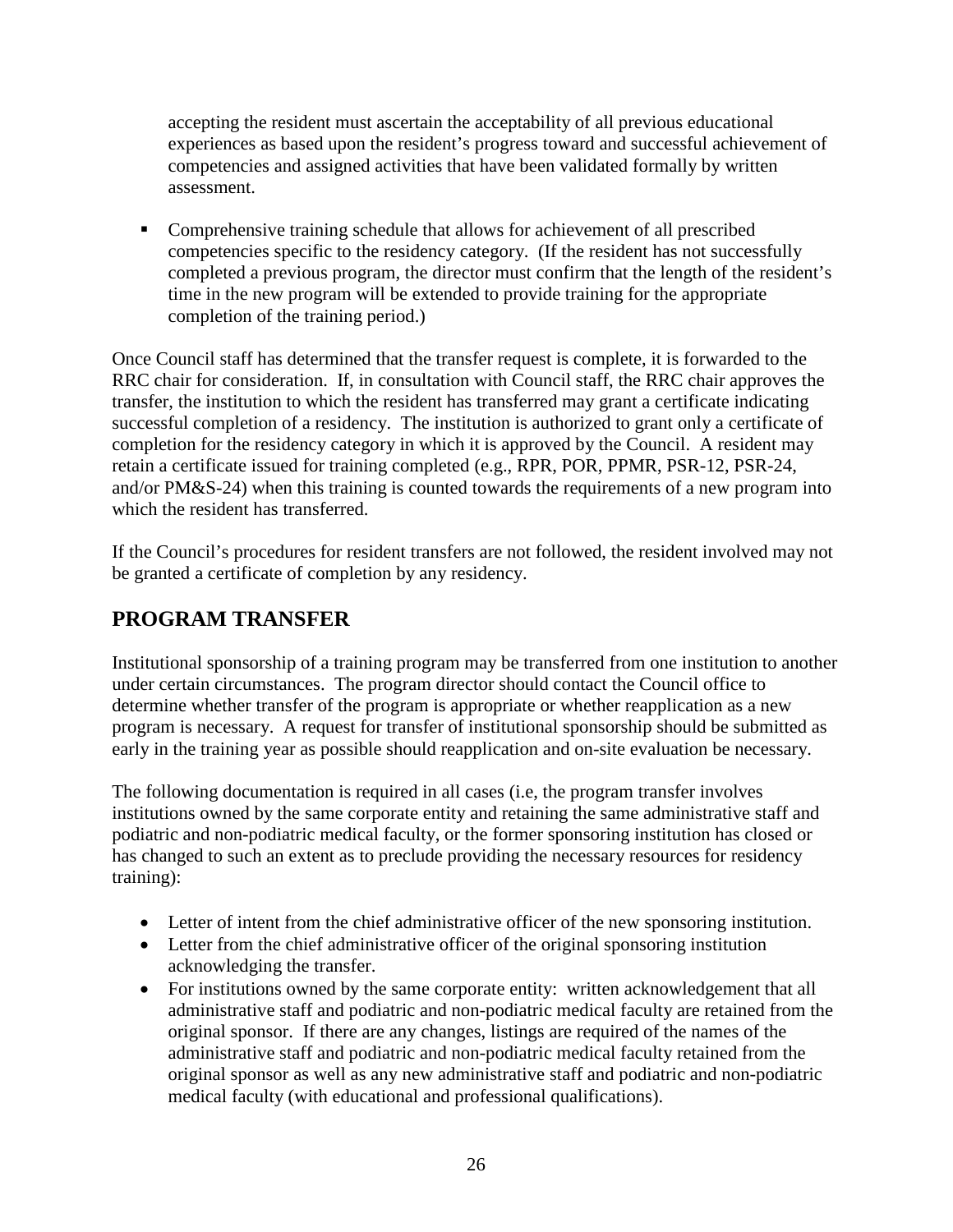accepting the resident must ascertain the acceptability of all previous educational experiences as based upon the resident's progress toward and successful achievement of competencies and assigned activities that have been validated formally by written assessment.

- Comprehensive training schedule that allows for achievement of all prescribed competencies specific to the residency category. (If the resident has not successfully completed a previous program, the director must confirm that the length of the resident's time in the new program will be extended to provide training for the appropriate completion of the training period.)

Once Council staff has determined that the transfer request is complete, it is forwarded to the RRC chair for consideration. If, in consultation with Council staff, the RRC chair approves the transfer, the institution to which the resident has transferred may grant a certificate indicating successful completion of a residency. The institution is authorized to grant only a certificate of completion for the residency category in which it is approved by the Council. A resident may retain a certificate issued for training completed (e.g., RPR, POR, PPMR, PSR-12, PSR-24, and/or PM&S-24) when this training is counted towards the requirements of a new program into which the resident has transferred.

If the Council's procedures for resident transfers are not followed, the resident involved may not be granted a certificate of completion by any residency.

## PROGRAM TRANSFER

Institutional sponsorship of a training program may be transferred from one institution to another under certain circumstances. The program director should contact the Council office to determine whether transfer of the program is appropriate or whether reapplication as a new program is necessary. A request for transfer of institutional sponsorship should be submitted as early in the training year as possible should reapplication and on-site evaluation be necessary.

The following documentation is required in all cases (i.e, the program transfer involves institutions owned by the same corporate entity and retaining the same administrative staff and podiatric and non-podiatric medical faculty, or the former sponsoring institution has closed or has changed to such an extent as to preclude providing the necessary resources for residency training):

- Letter of intent from the chief administrative officer of the new sponsoring institution.
- Letter from the chief administrative officer of the original sponsoring institution acknowledging the transfer.
- For institutions owned by the same corporate entity: written acknowledgement that all administrative staff and podiatric and non-podiatric medical faculty are retained from the original sponsor. If there are any changes, listings are required of the names of the administrative staff and podiatric and non-podiatric medical faculty retained from the original sponsor as well as any new administrative staff and podiatric and non-podiatric medical faculty (with educational and professional qualifications).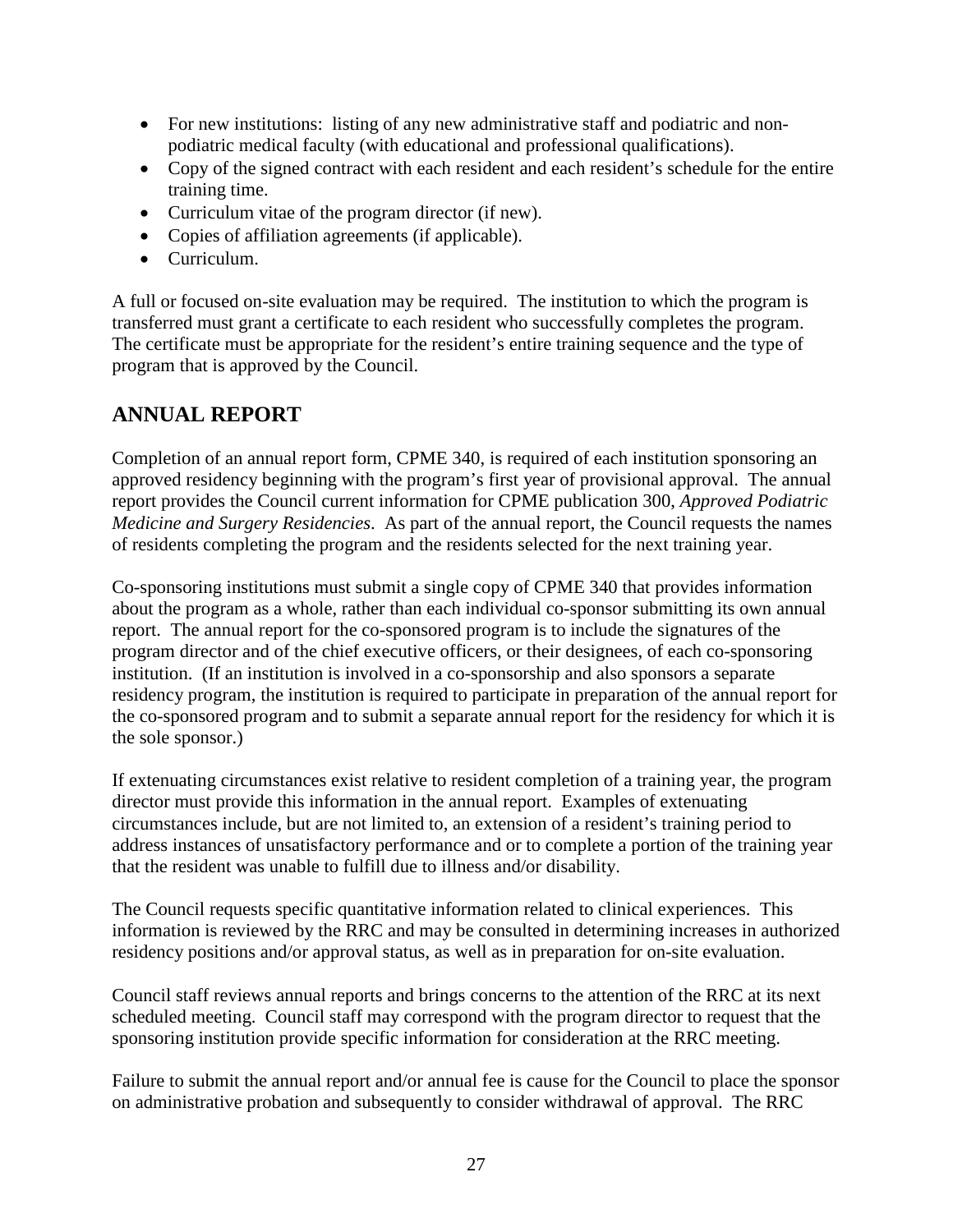- For new institutions: listing of any new administrative staff and podiatric and non-podiatric medical faculty (with educational and professional qualifications).
- Copy of the signed contract with each resident and each resident's schedule for the entire training time.
- Curriculum vitae of the program director (if new).
- Copies of affiliation agreements (if applicable).
- Curriculum.

A full or focused on-site evaluation may be required. The institution to which the program is transferred must grant a certificate to each resident who successfully completes the program. The certificate must be appropriate for the resident's entire training sequence and the type of program that is approved by the Council.

## ANNUAL REPORT

Completion of an annual report form, CPME 340, is required of each institution sponsoring an approved residency beginning with the program's first year of provisional approval. The annual report provides the Council current information for CPME publication 300, *Approved Podiatric Medicine and Surgery Residencies*. As part of the annual report, the Council requests the names of residents completing the program and the residents selected for the next training year.

Co-sponsoring institutions must submit a single copy of CPME 340 that provides information about the program as a whole, rather than each individual co-sponsor submitting its own annual report. The annual report for the co-sponsored program is to include the signatures of the program director and of the chief executive officers, or their designees, of each co-sponsoring institution. (If an institution is involved in a co-sponsorship and also sponsors a separate residency program, the institution is required to participate in preparation of the annual report for the co-sponsored program and to submit a separate annual report for the residency for which it is the sole sponsor.)

If extenuating circumstances exist relative to resident completion of a training year, the program director must provide this information in the annual report. Examples of extenuating circumstances include, but are not limited to, an extension of a resident's training period to address instances of unsatisfactory performance and or to complete a portion of the training year that the resident was unable to fulfill due to illness and/or disability.

The Council requests specific quantitative information related to clinical experiences. This information is reviewed by the RRC and may be consulted in determining increases in authorized residency positions and/or approval status, as well as in preparation for on-site evaluation.

Council staff reviews annual reports and brings concerns to the attention of the RRC at its next scheduled meeting. Council staff may correspond with the program director to request that the sponsoring institution provide specific information for consideration at the RRC meeting.

Failure to submit the annual report and/or annual fee is cause for the Council to place the sponsor on administrative probation and subsequently to consider withdrawal of approval. The RRC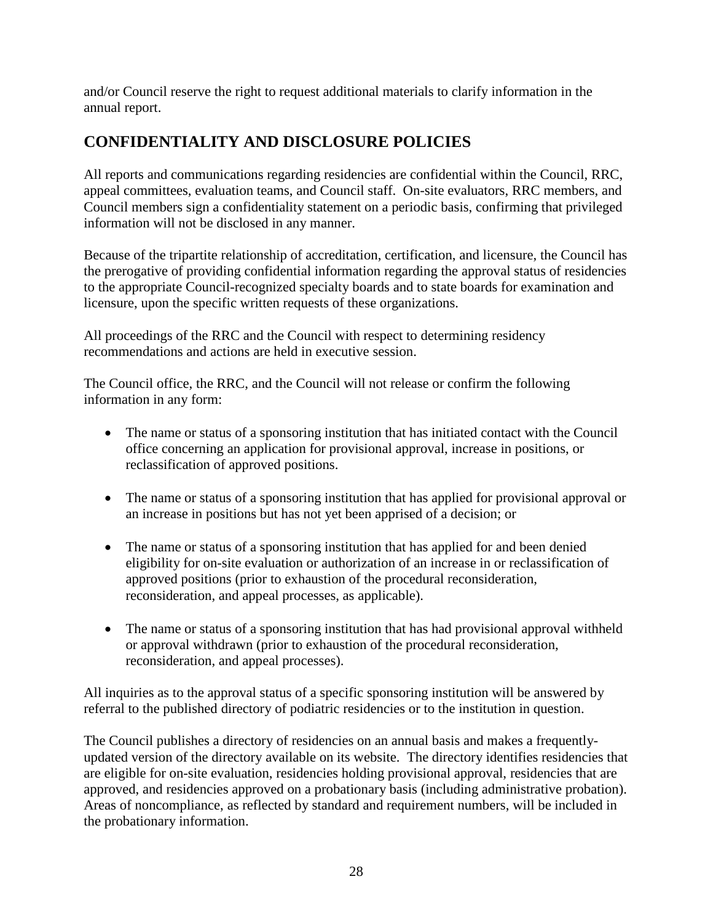and/or Council reserve the right to request additional materials to clarify information in the annual report.

## CONFIDENTIALITY AND DISCLOSURE POLICIES

All reports and communications regarding residencies are confidential within the Council, RRC, appeal committees, evaluation teams, and Council staff. On-site evaluators, RRC members, and Council members sign a confidentiality statement on a periodic basis, confirming that privileged information will not be disclosed in any manner.

Because of the tripartite relationship of accreditation, certification, and licensure, the Council has the prerogative of providing confidential information regarding the approval status of residencies to the appropriate Council-recognized specialty boards and to state boards for examination and licensure, upon the specific written requests of these organizations.

All proceedings of the RRC and the Council with respect to determining residency recommendations and actions are held in executive session.

The Council office, the RRC, and the Council will not release or confirm the following information in any form:

- The name or status of a sponsoring institution that has initiated contact with the Council office concerning an application for provisional approval, increase in positions, or reclassification of approved positions.
- The name or status of a sponsoring institution that has applied for provisional approval or an increase in positions but has not yet been apprised of a decision; or
- The name or status of a sponsoring institution that has applied for and been denied eligibility for on-site evaluation or authorization of an increase in or reclassification of approved positions (prior to exhaustion of the procedural reconsideration, reconsideration, and appeal processes, as applicable).
- The name or status of a sponsoring institution that has had provisional approval withheld or approval withdrawn (prior to exhaustion of the procedural reconsideration, reconsideration, and appeal processes).

All inquiries as to the approval status of a specific sponsoring institution will be answered by referral to the published directory of podiatric residencies or to the institution in question.

The Council publishes a directory of residencies on an annual basis and makes a frequently-updated version of the directory available on its website. The directory identifies residencies that are eligible for on-site evaluation, residencies holding provisional approval, residencies that are approved, and residencies approved on a probationary basis (including administrative probation). Areas of noncompliance, as reflected by standard and requirement numbers, will be included in the probationary information.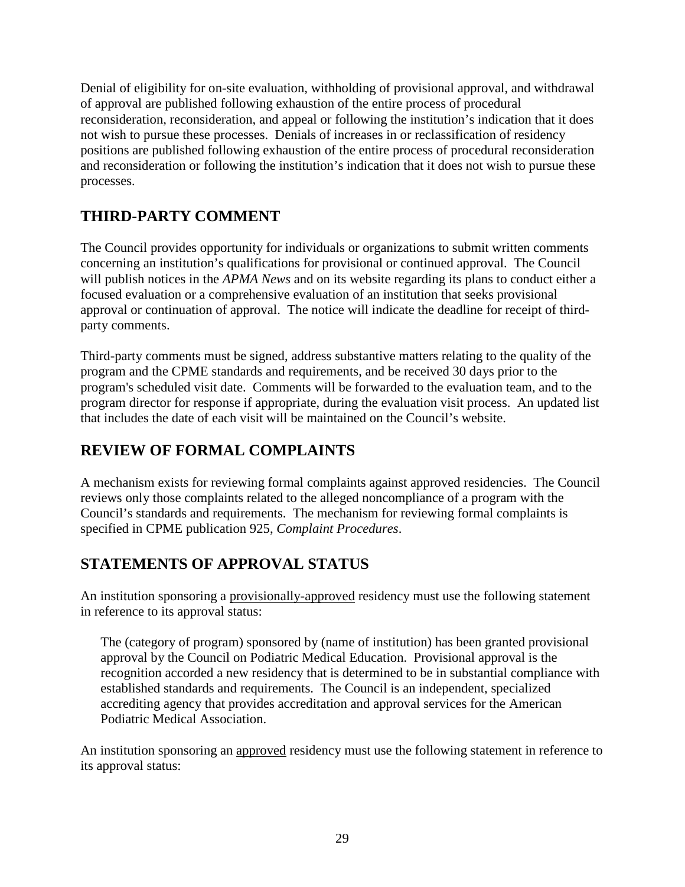Denial of eligibility for on-site evaluation, withholding of provisional approval, and withdrawal of approval are published following exhaustion of the entire process of procedural reconsideration, reconsideration, and appeal or following the institution's indication that it does not wish to pursue these processes. Denials of increases in or reclassification of residency positions are published following exhaustion of the entire process of procedural reconsideration and reconsideration or following the institution's indication that it does not wish to pursue these processes.

## THIRD-PARTY COMMENT

The Council provides opportunity for individuals or organizations to submit written comments concerning an institution's qualifications for provisional or continued approval. The Council will publish notices in the *APMA News* and on its website regarding its plans to conduct either a focused evaluation or a comprehensive evaluation of an institution that seeks provisional approval or continuation of approval. The notice will indicate the deadline for receipt of third-party comments.

Third-party comments must be signed, address substantive matters relating to the quality of the program and the CPME standards and requirements, and be received 30 days prior to the program's scheduled visit date. Comments will be forwarded to the evaluation team, and to the program director for response if appropriate, during the evaluation visit process. An updated list that includes the date of each visit will be maintained on the Council's website.

## REVIEW OF FORMAL COMPLAINTS

A mechanism exists for reviewing formal complaints against approved residencies. The Council reviews only those complaints related to the alleged noncompliance of a program with the Council's standards and requirements. The mechanism for reviewing formal complaints is specified in CPME publication 925, *Complaint Procedures*.

## STATEMENTS OF APPROVAL STATUS

An institution sponsoring a provisionally-approved residency must use the following statement in reference to its approval status:

> The (category of program) sponsored by (name of institution) has been granted provisional approval by the Council on Podiatric Medical Education. Provisional approval is the recognition accorded a new residency that is determined to be in substantial compliance with established standards and requirements. The Council is an independent, specialized accrediting agency that provides accreditation and approval services for the American Podiatric Medical Association.

An institution sponsoring an approved residency must use the following statement in reference to its approval status: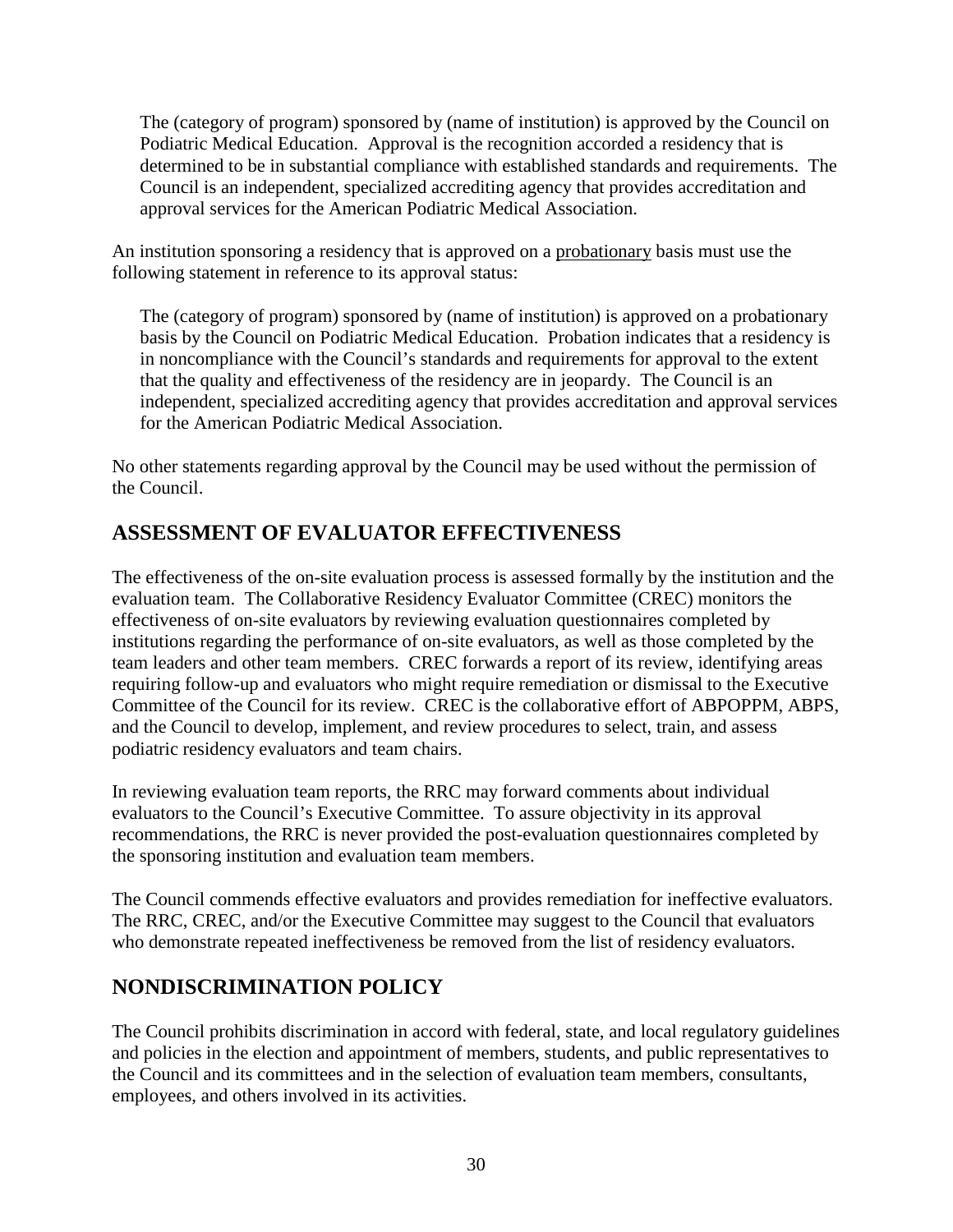> The (category of program) sponsored by (name of institution) is approved by the Council on Podiatric Medical Education. Approval is the recognition accorded a residency that is determined to be in substantial compliance with established standards and requirements. The Council is an independent, specialized accrediting agency that provides accreditation and approval services for the American Podiatric Medical Association.

An institution sponsoring a residency that is approved on a probationary basis must use the following statement in reference to its approval status:

> The (category of program) sponsored by (name of institution) is approved on a probationary basis by the Council on Podiatric Medical Education. Probation indicates that a residency is in noncompliance with the Council's standards and requirements for approval to the extent that the quality and effectiveness of the residency are in jeopardy. The Council is an independent, specialized accrediting agency that provides accreditation and approval services for the American Podiatric Medical Association.

No other statements regarding approval by the Council may be used without the permission of the Council.

## ASSESSMENT OF EVALUATOR EFFECTIVENESS

The effectiveness of the on-site evaluation process is assessed formally by the institution and the evaluation team. The Collaborative Residency Evaluator Committee (CREC) monitors the effectiveness of on-site evaluators by reviewing evaluation questionnaires completed by institutions regarding the performance of on-site evaluators, as well as those completed by the team leaders and other team members. CREC forwards a report of its review, identifying areas requiring follow-up and evaluators who might require remediation or dismissal to the Executive Committee of the Council for its review. CREC is the collaborative effort of ABPOPPM, ABPS, and the Council to develop, implement, and review procedures to select, train, and assess podiatric residency evaluators and team chairs.

In reviewing evaluation team reports, the RRC may forward comments about individual evaluators to the Council's Executive Committee. To assure objectivity in its approval recommendations, the RRC is never provided the post-evaluation questionnaires completed by the sponsoring institution and evaluation team members.

The Council commends effective evaluators and provides remediation for ineffective evaluators. The RRC, CREC, and/or the Executive Committee may suggest to the Council that evaluators who demonstrate repeated ineffectiveness be removed from the list of residency evaluators.

## NONDISCRIMINATION POLICY

The Council prohibits discrimination in accord with federal, state, and local regulatory guidelines and policies in the election and appointment of members, students, and public representatives to the Council and its committees and in the selection of evaluation team members, consultants, employees, and others involved in its activities.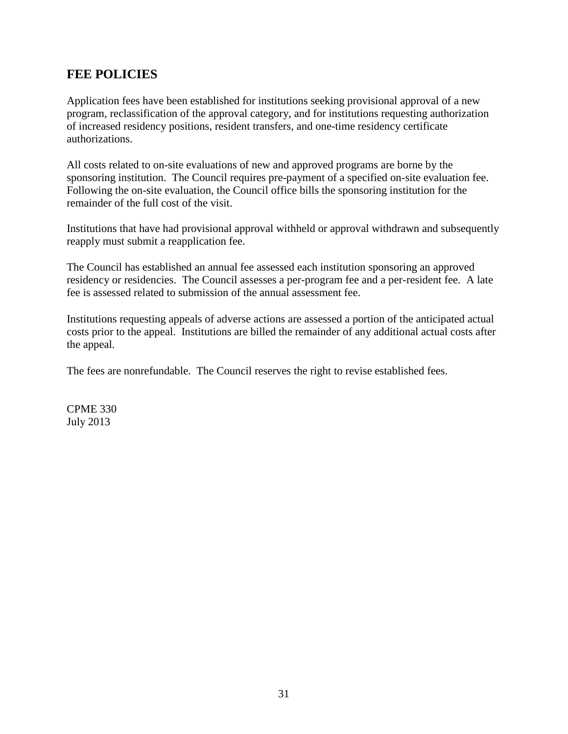## FEE POLICIES

Application fees have been established for institutions seeking provisional approval of a new program, reclassification of the approval category, and for institutions requesting authorization of increased residency positions, resident transfers, and one-time residency certificate authorizations.

All costs related to on-site evaluations of new and approved programs are borne by the sponsoring institution. The Council requires pre-payment of a specified on-site evaluation fee. Following the on-site evaluation, the Council office bills the sponsoring institution for the remainder of the full cost of the visit.

Institutions that have had provisional approval withheld or approval withdrawn and subsequently reapply must submit a reapplication fee.

The Council has established an annual fee assessed each institution sponsoring an approved residency or residencies. The Council assesses a per-program fee and a per-resident fee. A late fee is assessed related to submission of the annual assessment fee.

Institutions requesting appeals of adverse actions are assessed a portion of the anticipated actual costs prior to the appeal. Institutions are billed the remainder of any additional actual costs after the appeal.

The fees are nonrefundable. The Council reserves the right to revise established fees.

CPME 330
July 2013